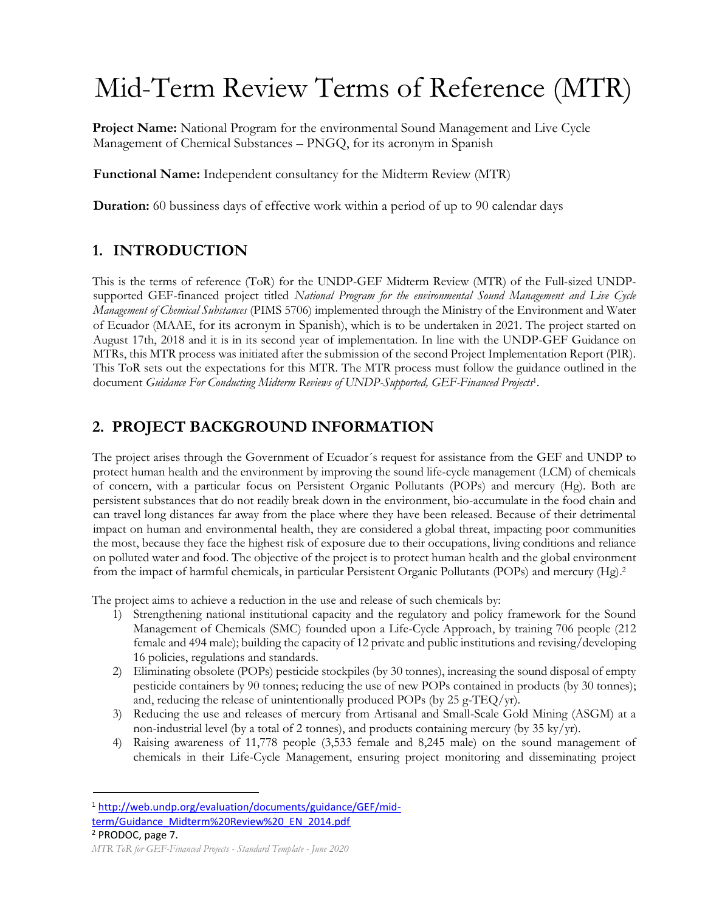# Mid-Term Review Terms of Reference (MTR)

**Project Name:** National Program for the environmental Sound Management and Live Cycle Management of Chemical Substances – PNGQ, for its acronym in Spanish

**Functional Name:** Independent consultancy for the Midterm Review (MTR)

**Duration:** 60 bussiness days of effective work within a period of up to 90 calendar days

## 1. INTRODUCTION

This is the terms of reference (ToR) for the UNDP-GEF Midterm Review (MTR) of the Full-sized UNDP-supported GEF-financed project titled *National Program for the environmental Sound Management and Live Cycle Management of Chemical Substances* (PIMS 5706) implemented through the Ministry of the Environment and Water of Ecuador (MAAE, for its acronym in Spanish), which is to be undertaken in 2021. The project started on August 17th, 2018 and it is in its second year of implementation. In line with the UNDP-GEF Guidance on MTRs, this MTR process was initiated after the submission of the second Project Implementation Report (PIR). This ToR sets out the expectations for this MTR. The MTR process must follow the guidance outlined in the document *Guidance For Conducting Midterm Reviews of UNDP-Supported, GEF-Financed Projects*[1].

## 2. PROJECT BACKGROUND INFORMATION

The project arises through the Government of Ecuador´s request for assistance from the GEF and UNDP to protect human health and the environment by improving the sound life-cycle management (LCM) of chemicals of concern, with a particular focus on Persistent Organic Pollutants (POPs) and mercury (Hg). Both are persistent substances that do not readily break down in the environment, bio-accumulate in the food chain and can travel long distances far away from the place where they have been released. Because of their detrimental impact on human and environmental health, they are considered a global threat, impacting poor communities the most, because they face the highest risk of exposure due to their occupations, living conditions and reliance on polluted water and food. The objective of the project is to protect human health and the global environment from the impact of harmful chemicals, in particular Persistent Organic Pollutants (POPs) and mercury (Hg).[2]

The project aims to achieve a reduction in the use and release of such chemicals by:

1) Strengthening national institutional capacity and the regulatory and policy framework for the Sound Management of Chemicals (SMC) founded upon a Life-Cycle Approach, by training 706 people (212 female and 494 male); building the capacity of 12 private and public institutions and revising/developing 16 policies, regulations and standards.
2) Eliminating obsolete (POPs) pesticide stockpiles (by 30 tonnes), increasing the sound disposal of empty pesticide containers by 90 tonnes; reducing the use of new POPs contained in products (by 30 tonnes); and, reducing the release of unintentionally produced POPs (by 25 g-TEQ/yr).
3) Reducing the use and releases of mercury from Artisanal and Small-Scale Gold Mining (ASGM) at a non-industrial level (by a total of 2 tonnes), and products containing mercury (by 35 ky/yr).
4) Raising awareness of 11,778 people (3,533 female and 8,245 male) on the sound management of chemicals in their Life-Cycle Management, ensuring project monitoring and disseminating project

[1] http://web.undp.org/evaluation/documents/guidance/GEF/mid-term/Guidance_Midterm%20Review%20_EN_2014.pdf

[2] PRODOC, page 7.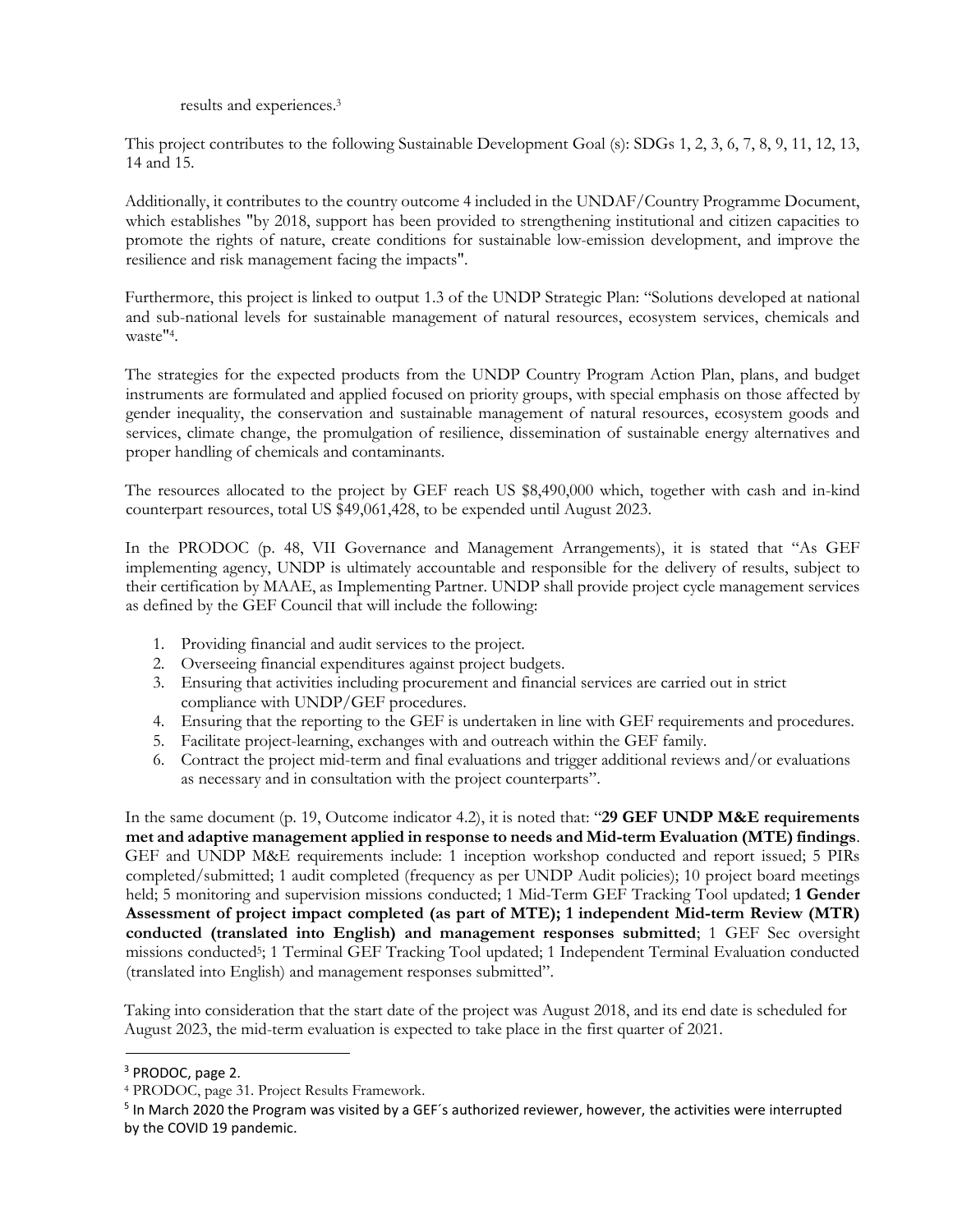results and experiences.[3]

This project contributes to the following Sustainable Development Goal (s): SDGs 1, 2, 3, 6, 7, 8, 9, 11, 12, 13, 14 and 15.

Additionally, it contributes to the country outcome 4 included in the UNDAF/Country Programme Document, which establishes "by 2018, support has been provided to strengthening institutional and citizen capacities to promote the rights of nature, create conditions for sustainable low-emission development, and improve the resilience and risk management facing the impacts".

Furthermore, this project is linked to output 1.3 of the UNDP Strategic Plan: "Solutions developed at national and sub-national levels for sustainable management of natural resources, ecosystem services, chemicals and waste"[4].

The strategies for the expected products from the UNDP Country Program Action Plan, plans, and budget instruments are formulated and applied focused on priority groups, with special emphasis on those affected by gender inequality, the conservation and sustainable management of natural resources, ecosystem goods and services, climate change, the promulgation of resilience, dissemination of sustainable energy alternatives and proper handling of chemicals and contaminants.

The resources allocated to the project by GEF reach US $8,490,000 which, together with cash and in-kind counterpart resources, total US $49,061,428, to be expended until August 2023.

In the PRODOC (p. 48, VII Governance and Management Arrangements), it is stated that "As GEF implementing agency, UNDP is ultimately accountable and responsible for the delivery of results, subject to their certification by MAAE, as Implementing Partner. UNDP shall provide project cycle management services as defined by the GEF Council that will include the following:

1. Providing financial and audit services to the project.
2. Overseeing financial expenditures against project budgets.
3. Ensuring that activities including procurement and financial services are carried out in strict compliance with UNDP/GEF procedures.
4. Ensuring that the reporting to the GEF is undertaken in line with GEF requirements and procedures.
5. Facilitate project-learning, exchanges with and outreach within the GEF family.
6. Contract the project mid-term and final evaluations and trigger additional reviews and/or evaluations as necessary and in consultation with the project counterparts".

In the same document (p. 19, Outcome indicator 4.2), it is noted that: "**29 GEF UNDP M&E requirements met and adaptive management applied in response to needs and Mid-term Evaluation (MTE) findings**. GEF and UNDP M&E requirements include: 1 inception workshop conducted and report issued; 5 PIRs completed/submitted; 1 audit completed (frequency as per UNDP Audit policies); 10 project board meetings held; 5 monitoring and supervision missions conducted; 1 Mid-Term GEF Tracking Tool updated; **1 Gender Assessment of project impact completed (as part of MTE); 1 independent Mid-term Review (MTR) conducted (translated into English) and management responses submitted**; 1 GEF Sec oversight missions conducted[5]; 1 Terminal GEF Tracking Tool updated; 1 Independent Terminal Evaluation conducted (translated into English) and management responses submitted".

Taking into consideration that the start date of the project was August 2018, and its end date is scheduled for August 2023, the mid-term evaluation is expected to take place in the first quarter of 2021.

---

[3] PRODOC, page 2.

[4] PRODOC, page 31. Project Results Framework.

[5] In March 2020 the Program was visited by a GEF´s authorized reviewer, however, the activities were interrupted by the COVID 19 pandemic.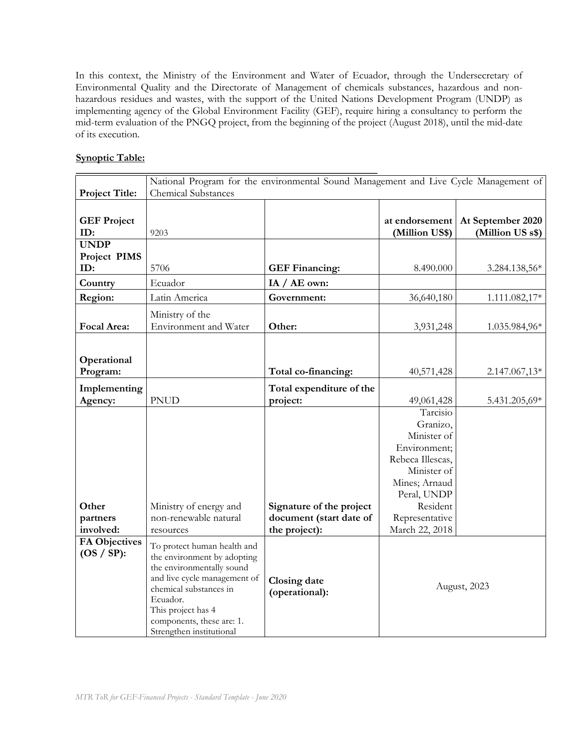In this context, the Ministry of the Environment and Water of Ecuador, through the Undersecretary of Environmental Quality and the Directorate of Management of chemicals substances, hazardous and non-hazardous residues and wastes, with the support of the United Nations Development Program (UNDP) as implementing agency of the Global Environment Facility (GEF), require hiring a consultancy to perform the mid-term evaluation of the PNGQ project, from the beginning of the project (August 2018), until the mid-date of its execution.

**Synoptic Table:**

| **Project Title:** | National Program for the environmental Sound Management and Live Cycle Management of Chemical Substances | | | |
|---|---|---|---|---|
| **GEF Project ID:** | 9203 | | **at endorsement (Million US$)** | **At September 2020 (Million US s$)** |
| **UNDP Project PIMS ID:** | 5706 | **GEF Financing:** | 8.490.000 | 3.284.138,56* |
| **Country** | Ecuador | **IA / AE own:** | | |
| **Region:** | Latin America | **Government:** | 36,640,180 | 1.111.082,17* |
| **Focal Area:** | Ministry of the Environment and Water | **Other:** | 3,931,248 | 1.035.984,96* |
| **Operational Program:** | | **Total co-financing:** | 40,571,428 | 2.147.067,13* |
| **Implementing Agency:** | PNUD | **Total expenditure of the project:** | 49,061,428 | 5.431.205,69* |
| **Other partners involved:** | Ministry of energy and non-renewable natural resources | **Signature of the project document (start date of the project):** | Tarcisio Granizo, Minister of Environment; Rebeca Illescas, Minister of Mines; Arnaud Peral, UNDP Resident Representative March 22, 2018 | |
| **FA Objectives (OS / SP):** | To protect human health and the environment by adopting the environmentally sound and live cycle management of chemical substances in Ecuador. This project has 4 components, these are: 1. Strengthen institutional | **Closing date (operational):** | August, 2023 | |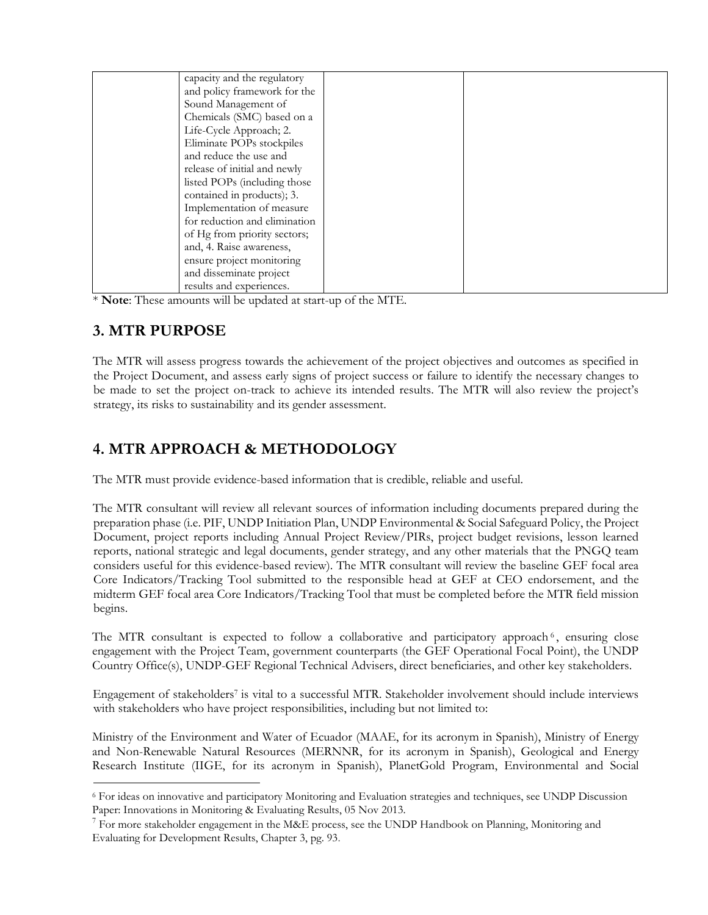|  | capacity and the regulatory and policy framework for the Sound Management of Chemicals (SMC) based on a Life-Cycle Approach; 2. Eliminate POPs stockpiles and reduce the use and release of initial and newly listed POPs (including those contained in products); 3. Implementation of measure for reduction and elimination of Hg from priority sectors; and, 4. Raise awareness, ensure project monitoring and disseminate project results and experiences. |  |  |
|---|---|---|---|

\* **Note**: These amounts will be updated at start-up of the MTE.

## 3. MTR PURPOSE

The MTR will assess progress towards the achievement of the project objectives and outcomes as specified in the Project Document, and assess early signs of project success or failure to identify the necessary changes to be made to set the project on-track to achieve its intended results. The MTR will also review the project's strategy, its risks to sustainability and its gender assessment.

## 4. MTR APPROACH & METHODOLOGY

The MTR must provide evidence-based information that is credible, reliable and useful.

The MTR consultant will review all relevant sources of information including documents prepared during the preparation phase (i.e. PIF, UNDP Initiation Plan, UNDP Environmental & Social Safeguard Policy, the Project Document, project reports including Annual Project Review/PIRs, project budget revisions, lesson learned reports, national strategic and legal documents, gender strategy, and any other materials that the PNGQ team considers useful for this evidence-based review). The MTR consultant will review the baseline GEF focal area Core Indicators/Tracking Tool submitted to the responsible head at GEF at CEO endorsement, and the midterm GEF focal area Core Indicators/Tracking Tool that must be completed before the MTR field mission begins.

The MTR consultant is expected to follow a collaborative and participatory approach[6], ensuring close engagement with the Project Team, government counterparts (the GEF Operational Focal Point), the UNDP Country Office(s), UNDP-GEF Regional Technical Advisers, direct beneficiaries, and other key stakeholders.

Engagement of stakeholders[7] is vital to a successful MTR. Stakeholder involvement should include interviews with stakeholders who have project responsibilities, including but not limited to:

Ministry of the Environment and Water of Ecuador (MAAE, for its acronym in Spanish), Ministry of Energy and Non-Renewable Natural Resources (MERNNR, for its acronym in Spanish), Geological and Energy Research Institute (IIGE, for its acronym in Spanish), PlanetGold Program, Environmental and Social

[6] For ideas on innovative and participatory Monitoring and Evaluation strategies and techniques, see UNDP Discussion Paper: Innovations in Monitoring & Evaluating Results, 05 Nov 2013.

[7] For more stakeholder engagement in the M&E process, see the UNDP Handbook on Planning, Monitoring and Evaluating for Development Results, Chapter 3, pg. 93.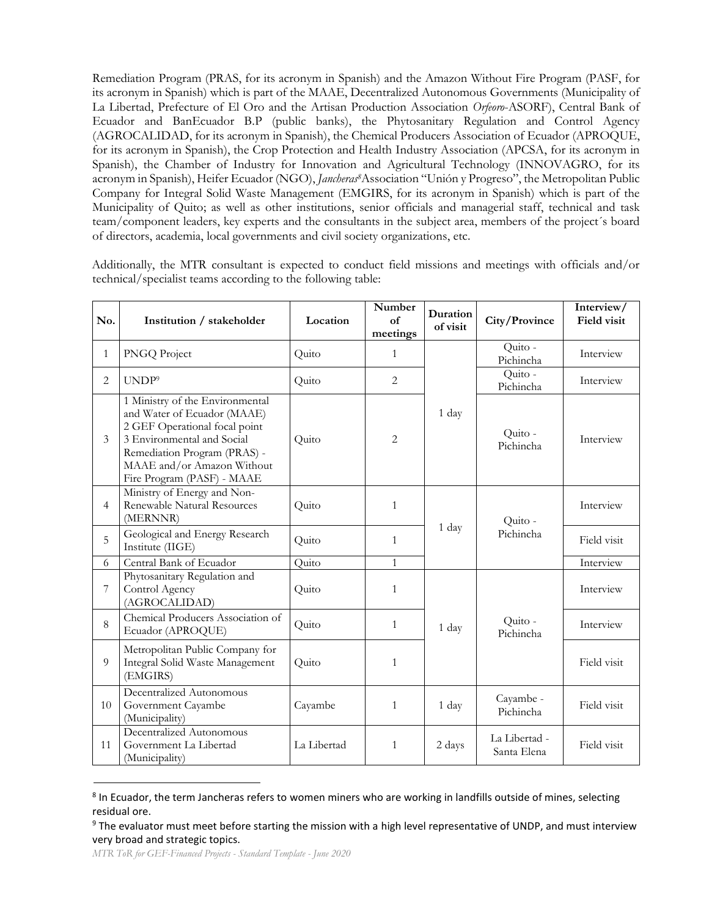Remediation Program (PRAS, for its acronym in Spanish) and the Amazon Without Fire Program (PASF, for its acronym in Spanish) which is part of the MAAE, Decentralized Autonomous Governments (Municipality of La Libertad, Prefecture of El Oro and the Artisan Production Association *Orfeoro*-ASORF), Central Bank of Ecuador and BanEcuador B.P (public banks), the Phytosanitary Regulation and Control Agency (AGROCALIDAD, for its acronym in Spanish), the Chemical Producers Association of Ecuador (APROQUE, for its acronym in Spanish), the Crop Protection and Health Industry Association (APCSA, for its acronym in Spanish), the Chamber of Industry for Innovation and Agricultural Technology (INNOVAGRO, for its acronym in Spanish), Heifer Ecuador (NGO), *Jancheras*[8] Association "Unión y Progreso", the Metropolitan Public Company for Integral Solid Waste Management (EMGIRS, for its acronym in Spanish) which is part of the Municipality of Quito; as well as other institutions, senior officials and managerial staff, technical and task team/component leaders, key experts and the consultants in the subject area, members of the project´s board of directors, academia, local governments and civil society organizations, etc.

Additionally, the MTR consultant is expected to conduct field missions and meetings with officials and/or technical/specialist teams according to the following table:

| No. | Institution / stakeholder | Location | Number of meetings | Duration of visit | City/Province | Interview/ Field visit |
|---|---|---|---|---|---|---|
| 1 | PNGQ Project | Quito | 1 | 1 day | Quito - Pichincha | Interview |
| 2 | UNDP[9] | Quito | 2 | | Quito - Pichincha | Interview |
| 3 | 1 Ministry of the Environmental and Water of Ecuador (MAAE)<br>2 GEF Operational focal point<br>3 Environmental and Social Remediation Program (PRAS) - MAAE and/or Amazon Without Fire Program (PASF) - MAAE | Quito | 2 | | Quito - Pichincha | Interview |
| 4 | Ministry of Energy and Non-Renewable Natural Resources (MERNNR) | Quito | 1 | 1 day | Quito - Pichincha | Interview |
| 5 | Geological and Energy Research Institute (IIGE) | Quito | 1 | | | Field visit |
| 6 | Central Bank of Ecuador | Quito | 1 | | | Interview |
| 7 | Phytosanitary Regulation and Control Agency (AGROCALIDAD) | Quito | 1 | 1 day | Quito - Pichincha | Interview |
| 8 | Chemical Producers Association of Ecuador (APROQUE) | Quito | 1 | | | Interview |
| 9 | Metropolitan Public Company for Integral Solid Waste Management (EMGIRS) | Quito | 1 | | | Field visit |
| 10 | Decentralized Autonomous Government Cayambe (Municipality) | Cayambe | 1 | 1 day | Cayambe - Pichincha | Field visit |
| 11 | Decentralized Autonomous Government La Libertad (Municipality) | La Libertad | 1 | 2 days | La Libertad - Santa Elena | Field visit |

[8] In Ecuador, the term Jancheras refers to women miners who are working in landfills outside of mines, selecting residual ore.

[9] The evaluator must meet before starting the mission with a high level representative of UNDP, and must interview very broad and strategic topics.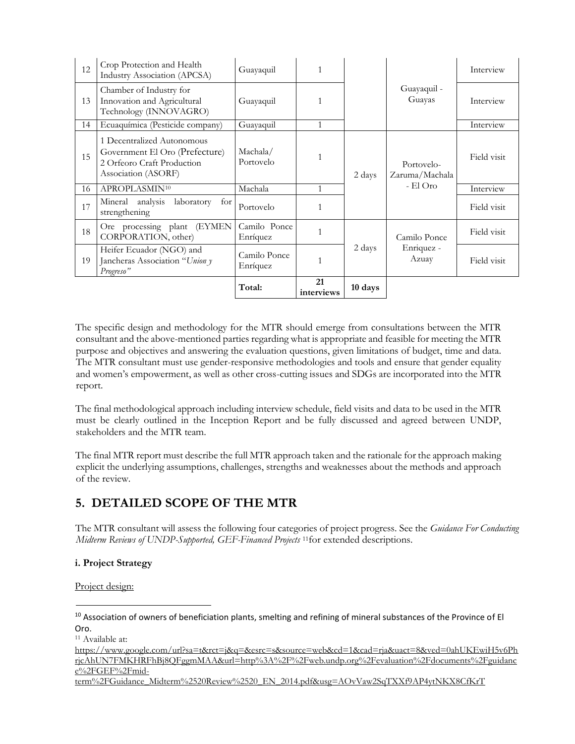| 12 | Crop Protection and Health Industry Association (APCSA) | Guayaquil | 1 | | Guayaquil - Guayas | Interview |
|---|---|---|---|---|---|---|
| 13 | Chamber of Industry for Innovation and Agricultural Technology (INNOVAGRO) | Guayaquil | 1 | | | Interview |
| 14 | Ecuaquímica (Pesticide company) | Guayaquil | 1 | | | Interview |
| 15 | 1 Decentralized Autonomous Government El Oro (Prefecture) 2 Orfeoro Craft Production Association (ASORF) | Machala/ Portovelo | 1 | 2 days | Portovelo-Zaruma/Machala - El Oro | Field visit |
| 16 | APROPLASMIN[10] | Machala | 1 | | | Interview |
| 17 | Mineral analysis laboratory for strengthening | Portovelo | 1 | | | Field visit |
| 18 | Ore processing plant (EYMEN CORPORATION, other) | Camilo Ponce Enríquez | 1 | 2 days | Camilo Ponce Enriquez - Azuay | Field visit |
| 19 | Heifer Ecuador (NGO) and Jancheras Association "*Union y Progreso*" | Camilo Ponce Enríquez | 1 | | | Field visit |
| | | **Total:** | **21 interviews** | **10 days** | | |

The specific design and methodology for the MTR should emerge from consultations between the MTR consultant and the above-mentioned parties regarding what is appropriate and feasible for meeting the MTR purpose and objectives and answering the evaluation questions, given limitations of budget, time and data. The MTR consultant must use gender-responsive methodologies and tools and ensure that gender equality and women's empowerment, as well as other cross-cutting issues and SDGs are incorporated into the MTR report.

The final methodological approach including interview schedule, field visits and data to be used in the MTR must be clearly outlined in the Inception Report and be fully discussed and agreed between UNDP, stakeholders and the MTR team.

The final MTR report must describe the full MTR approach taken and the rationale for the approach making explicit the underlying assumptions, challenges, strengths and weaknesses about the methods and approach of the review.

## 5. DETAILED SCOPE OF THE MTR

The MTR consultant will assess the following four categories of project progress. See the *Guidance For Conducting Midterm Reviews of UNDP-Supported, GEF-Financed Projects* [11] for extended descriptions.

**i. Project Strategy**

Project design:

---

[10] Association of owners of beneficiation plants, smelting and refining of mineral substances of the Province of El Oro.

[11] Available at: https://www.google.com/url?sa=t&rct=j&q=&esrc=s&source=web&cd=1&cad=rja&uact=8&ved=0ahUKEwiH5v6PhrjcAhUN7FMKHRFhBj8QFggmMAA&url=http%3A%2F%2Fweb.undp.org%2Fevaluation%2Fdocuments%2Fguidance%2FGEF%2Fmid-term%2FGuidance_Midterm%2520Review%2520_EN_2014.pdf&usg=AOvVaw2SqTXXf9AP4ytNKX8CfKrT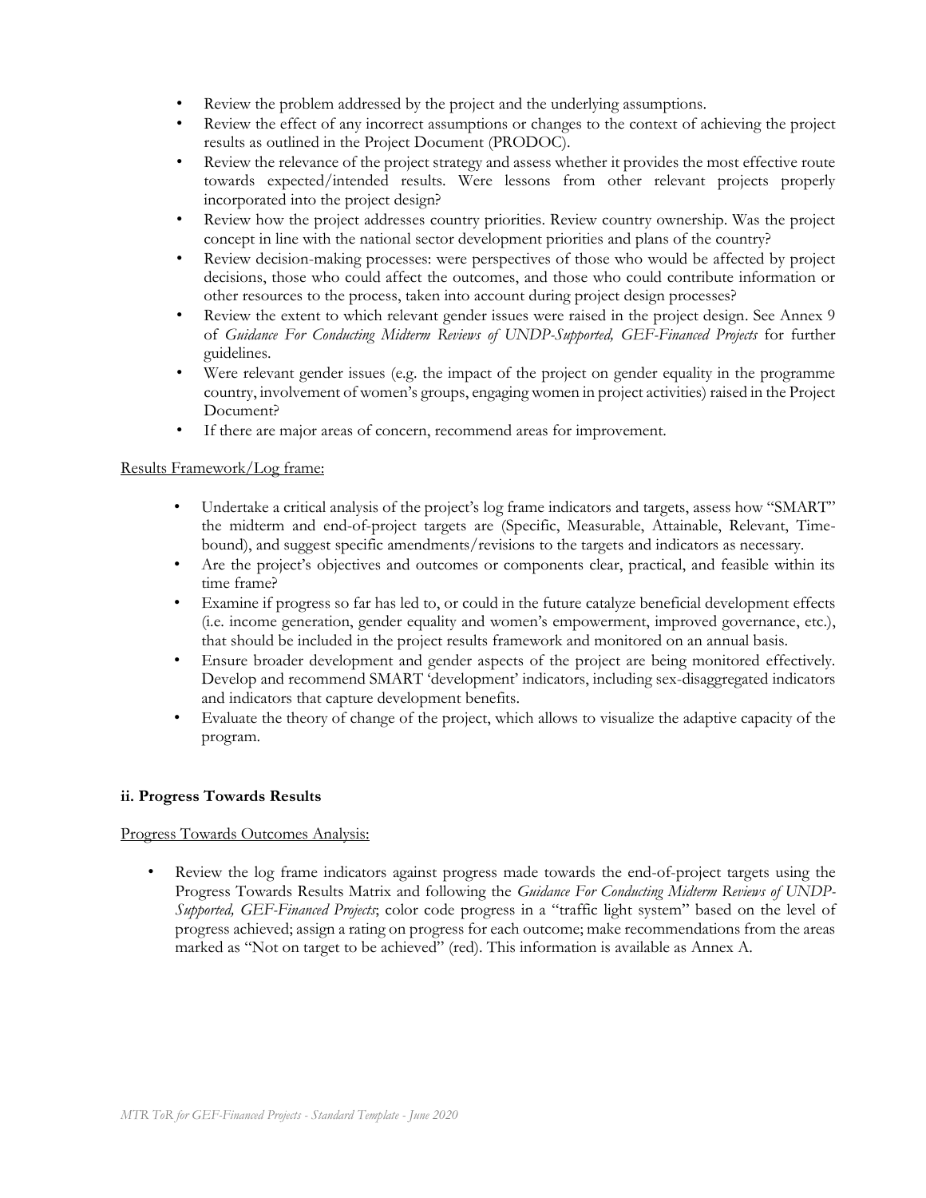- Review the problem addressed by the project and the underlying assumptions.
- Review the effect of any incorrect assumptions or changes to the context of achieving the project results as outlined in the Project Document (PRODOC).
- Review the relevance of the project strategy and assess whether it provides the most effective route towards expected/intended results. Were lessons from other relevant projects properly incorporated into the project design?
- Review how the project addresses country priorities. Review country ownership. Was the project concept in line with the national sector development priorities and plans of the country?
- Review decision-making processes: were perspectives of those who would be affected by project decisions, those who could affect the outcomes, and those who could contribute information or other resources to the process, taken into account during project design processes?
- Review the extent to which relevant gender issues were raised in the project design. See Annex 9 of *Guidance For Conducting Midterm Reviews of UNDP-Supported, GEF-Financed Projects* for further guidelines.
- Were relevant gender issues (e.g. the impact of the project on gender equality in the programme country, involvement of women's groups, engaging women in project activities) raised in the Project Document?
- If there are major areas of concern, recommend areas for improvement.

Results Framework/Log frame:

- Undertake a critical analysis of the project's log frame indicators and targets, assess how "SMART" the midterm and end-of-project targets are (Specific, Measurable, Attainable, Relevant, Time-bound), and suggest specific amendments/revisions to the targets and indicators as necessary.
- Are the project's objectives and outcomes or components clear, practical, and feasible within its time frame?
- Examine if progress so far has led to, or could in the future catalyze beneficial development effects (i.e. income generation, gender equality and women's empowerment, improved governance, etc.), that should be included in the project results framework and monitored on an annual basis.
- Ensure broader development and gender aspects of the project are being monitored effectively. Develop and recommend SMART 'development' indicators, including sex-disaggregated indicators and indicators that capture development benefits.
- Evaluate the theory of change of the project, which allows to visualize the adaptive capacity of the program.

**ii. Progress Towards Results**

Progress Towards Outcomes Analysis:

- Review the log frame indicators against progress made towards the end-of-project targets using the Progress Towards Results Matrix and following the *Guidance For Conducting Midterm Reviews of UNDP-Supported, GEF-Financed Projects*; color code progress in a "traffic light system" based on the level of progress achieved; assign a rating on progress for each outcome; make recommendations from the areas marked as "Not on target to be achieved" (red). This information is available as Annex A.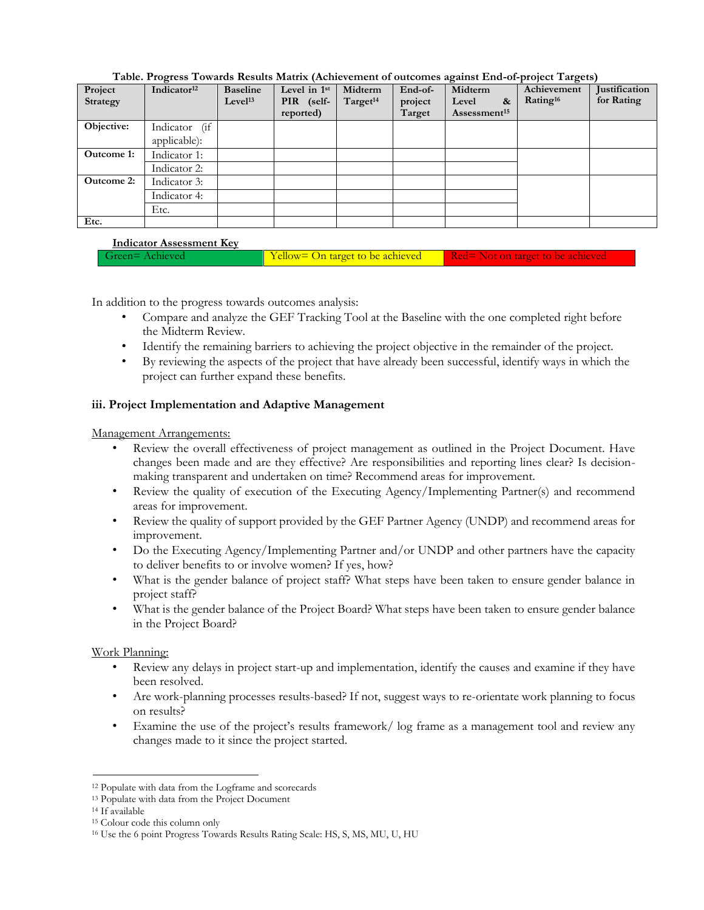**Table. Progress Towards Results Matrix (Achievement of outcomes against End-of-project Targets)**

| Project Strategy | Indicator[12] | Baseline Level[13] | Level in 1st PIR (self-reported) | Midterm Target[14] | End-of-project Target | Midterm Level & Assessment[15] | Achievement Rating[16] | Justification for Rating |
|---|---|---|---|---|---|---|---|---|
| **Objective:** | Indicator (if applicable): | | | | | | | |
| **Outcome 1:** | Indicator 1: | | | | | | | |
| | Indicator 2: | | | | | | | |
| **Outcome 2:** | Indicator 3: | | | | | | | |
| | Indicator 4: | | | | | | | |
| | Etc. | | | | | | | |
| **Etc.** | | | | | | | | |

**Indicator Assessment Key**

| Green= Achieved | Yellow= On target to be achieved | Red= Not on target to be achieved |
|---|---|---|

In addition to the progress towards outcomes analysis:

- Compare and analyze the GEF Tracking Tool at the Baseline with the one completed right before the Midterm Review.
- Identify the remaining barriers to achieving the project objective in the remainder of the project.
- By reviewing the aspects of the project that have already been successful, identify ways in which the project can further expand these benefits.

### iii. Project Implementation and Adaptive Management

Management Arrangements:

- Review the overall effectiveness of project management as outlined in the Project Document. Have changes been made and are they effective? Are responsibilities and reporting lines clear? Is decision-making transparent and undertaken on time? Recommend areas for improvement.
- Review the quality of execution of the Executing Agency/Implementing Partner(s) and recommend areas for improvement.
- Review the quality of support provided by the GEF Partner Agency (UNDP) and recommend areas for improvement.
- Do the Executing Agency/Implementing Partner and/or UNDP and other partners have the capacity to deliver benefits to or involve women? If yes, how?
- What is the gender balance of project staff? What steps have been taken to ensure gender balance in project staff?
- What is the gender balance of the Project Board? What steps have been taken to ensure gender balance in the Project Board?

Work Planning:

- Review any delays in project start-up and implementation, identify the causes and examine if they have been resolved.
- Are work-planning processes results-based? If not, suggest ways to re-orientate work planning to focus on results?
- Examine the use of the project's results framework/ log frame as a management tool and review any changes made to it since the project started.

---

[12] Populate with data from the Logframe and scorecards
[13] Populate with data from the Project Document
[14] If available
[15] Colour code this column only
[16] Use the 6 point Progress Towards Results Rating Scale: HS, S, MS, MU, U, HU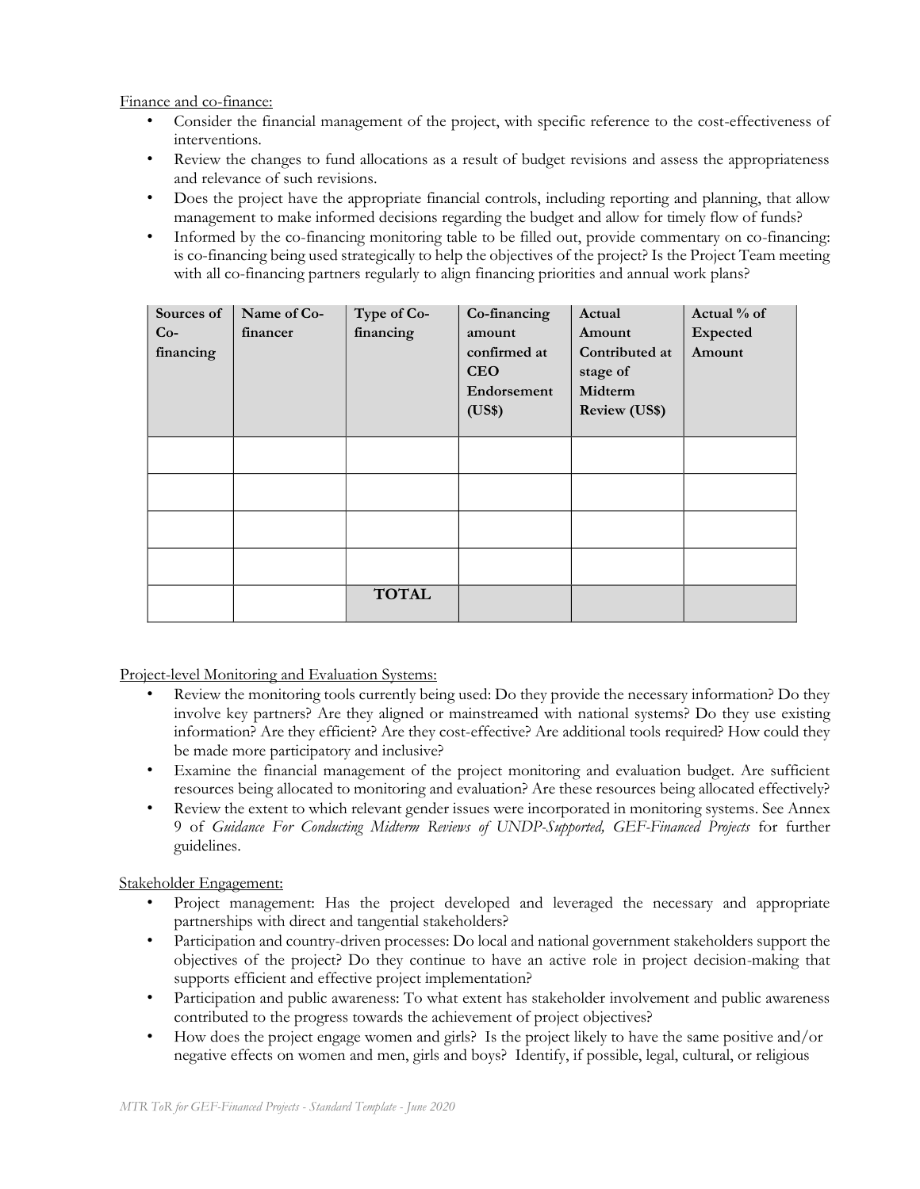Finance and co-finance:

- Consider the financial management of the project, with specific reference to the cost-effectiveness of interventions.
- Review the changes to fund allocations as a result of budget revisions and assess the appropriateness and relevance of such revisions.
- Does the project have the appropriate financial controls, including reporting and planning, that allow management to make informed decisions regarding the budget and allow for timely flow of funds?
- Informed by the co-financing monitoring table to be filled out, provide commentary on co-financing: is co-financing being used strategically to help the objectives of the project? Is the Project Team meeting with all co-financing partners regularly to align financing priorities and annual work plans?

| Sources of Co-financing | Name of Co-financer | Type of Co-financing | Co-financing amount confirmed at CEO Endorsement (US$) | Actual Amount Contributed at stage of Midterm Review (US$) | Actual % of Expected Amount |
|---|---|---|---|---|---|
| | | | | | |
| | | | | | |
| | | | | | |
| | | | | | |
| | | **TOTAL** | | | |

Project-level Monitoring and Evaluation Systems:

- Review the monitoring tools currently being used: Do they provide the necessary information? Do they involve key partners? Are they aligned or mainstreamed with national systems? Do they use existing information? Are they efficient? Are they cost-effective? Are additional tools required? How could they be made more participatory and inclusive?
- Examine the financial management of the project monitoring and evaluation budget. Are sufficient resources being allocated to monitoring and evaluation? Are these resources being allocated effectively?
- Review the extent to which relevant gender issues were incorporated in monitoring systems. See Annex 9 of *Guidance For Conducting Midterm Reviews of UNDP-Supported, GEF-Financed Projects* for further guidelines.

Stakeholder Engagement:

- Project management: Has the project developed and leveraged the necessary and appropriate partnerships with direct and tangential stakeholders?
- Participation and country-driven processes: Do local and national government stakeholders support the objectives of the project? Do they continue to have an active role in project decision-making that supports efficient and effective project implementation?
- Participation and public awareness: To what extent has stakeholder involvement and public awareness contributed to the progress towards the achievement of project objectives?
- How does the project engage women and girls? Is the project likely to have the same positive and/or negative effects on women and men, girls and boys? Identify, if possible, legal, cultural, or religious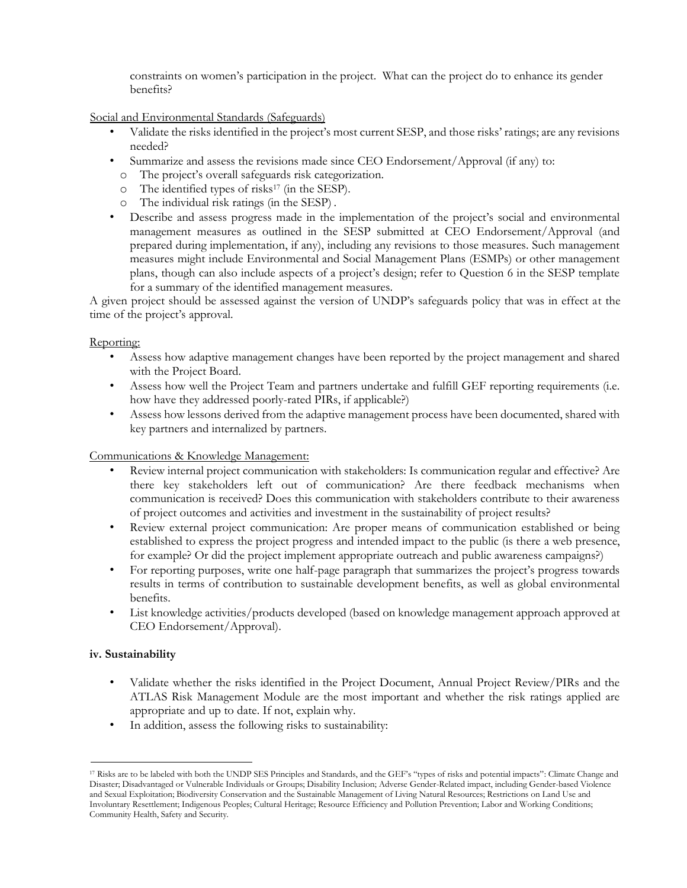constraints on women's participation in the project. What can the project do to enhance its gender benefits?

Social and Environmental Standards (Safeguards)

- Validate the risks identified in the project's most current SESP, and those risks' ratings; are any revisions needed?
- Summarize and assess the revisions made since CEO Endorsement/Approval (if any) to:
  - The project's overall safeguards risk categorization.
  - The identified types of risks[17] (in the SESP).
  - The individual risk ratings (in the SESP) .
- Describe and assess progress made in the implementation of the project's social and environmental management measures as outlined in the SESP submitted at CEO Endorsement/Approval (and prepared during implementation, if any), including any revisions to those measures. Such management measures might include Environmental and Social Management Plans (ESMPs) or other management plans, though can also include aspects of a project's design; refer to Question 6 in the SESP template for a summary of the identified management measures.

A given project should be assessed against the version of UNDP's safeguards policy that was in effect at the time of the project's approval.

Reporting:

- Assess how adaptive management changes have been reported by the project management and shared with the Project Board.
- Assess how well the Project Team and partners undertake and fulfill GEF reporting requirements (i.e. how have they addressed poorly-rated PIRs, if applicable?)
- Assess how lessons derived from the adaptive management process have been documented, shared with key partners and internalized by partners.

Communications & Knowledge Management:

- Review internal project communication with stakeholders: Is communication regular and effective? Are there key stakeholders left out of communication? Are there feedback mechanisms when communication is received? Does this communication with stakeholders contribute to their awareness of project outcomes and activities and investment in the sustainability of project results?
- Review external project communication: Are proper means of communication established or being established to express the project progress and intended impact to the public (is there a web presence, for example? Or did the project implement appropriate outreach and public awareness campaigns?)
- For reporting purposes, write one half-page paragraph that summarizes the project's progress towards results in terms of contribution to sustainable development benefits, as well as global environmental benefits.
- List knowledge activities/products developed (based on knowledge management approach approved at CEO Endorsement/Approval).

**iv. Sustainability**

- Validate whether the risks identified in the Project Document, Annual Project Review/PIRs and the ATLAS Risk Management Module are the most important and whether the risk ratings applied are appropriate and up to date. If not, explain why.
- In addition, assess the following risks to sustainability:

---

[17] Risks are to be labeled with both the UNDP SES Principles and Standards, and the GEF's "types of risks and potential impacts": Climate Change and Disaster; Disadvantaged or Vulnerable Individuals or Groups; Disability Inclusion; Adverse Gender-Related impact, including Gender-based Violence and Sexual Exploitation; Biodiversity Conservation and the Sustainable Management of Living Natural Resources; Restrictions on Land Use and Involuntary Resettlement; Indigenous Peoples; Cultural Heritage; Resource Efficiency and Pollution Prevention; Labor and Working Conditions; Community Health, Safety and Security.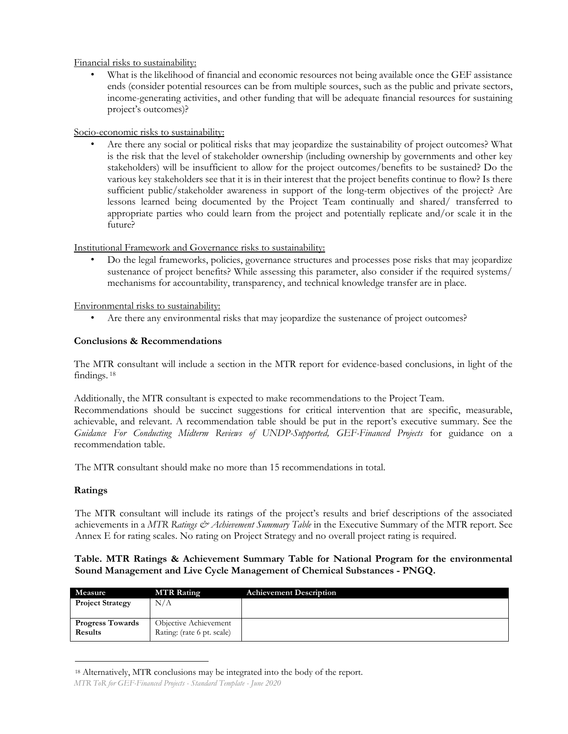Financial risks to sustainability:

- What is the likelihood of financial and economic resources not being available once the GEF assistance ends (consider potential resources can be from multiple sources, such as the public and private sectors, income-generating activities, and other funding that will be adequate financial resources for sustaining project's outcomes)?

Socio-economic risks to sustainability:

- Are there any social or political risks that may jeopardize the sustainability of project outcomes? What is the risk that the level of stakeholder ownership (including ownership by governments and other key stakeholders) will be insufficient to allow for the project outcomes/benefits to be sustained? Do the various key stakeholders see that it is in their interest that the project benefits continue to flow? Is there sufficient public/stakeholder awareness in support of the long-term objectives of the project? Are lessons learned being documented by the Project Team continually and shared/ transferred to appropriate parties who could learn from the project and potentially replicate and/or scale it in the future?

Institutional Framework and Governance risks to sustainability:

- Do the legal frameworks, policies, governance structures and processes pose risks that may jeopardize sustenance of project benefits? While assessing this parameter, also consider if the required systems/ mechanisms for accountability, transparency, and technical knowledge transfer are in place.

Environmental risks to sustainability:

- Are there any environmental risks that may jeopardize the sustenance of project outcomes?

**Conclusions & Recommendations**

The MTR consultant will include a section in the MTR report for evidence-based conclusions, in light of the findings.[18]

Additionally, the MTR consultant is expected to make recommendations to the Project Team.
Recommendations should be succinct suggestions for critical intervention that are specific, measurable, achievable, and relevant. A recommendation table should be put in the report's executive summary. See the *Guidance For Conducting Midterm Reviews of UNDP-Supported, GEF-Financed Projects* for guidance on a recommendation table.

The MTR consultant should make no more than 15 recommendations in total.

**Ratings**

The MTR consultant will include its ratings of the project's results and brief descriptions of the associated achievements in a *MTR Ratings & Achievement Summary Table* in the Executive Summary of the MTR report. See Annex E for rating scales. No rating on Project Strategy and no overall project rating is required.

**Table. MTR Ratings & Achievement Summary Table for National Program for the environmental Sound Management and Live Cycle Management of Chemical Substances - PNGQ.**

| Measure | MTR Rating | Achievement Description |
|---|---|---|
| **Project Strategy** | N/A | |
| **Progress Towards Results** | Objective Achievement Rating: (rate 6 pt. scale) | |

[18] Alternatively, MTR conclusions may be integrated into the body of the report.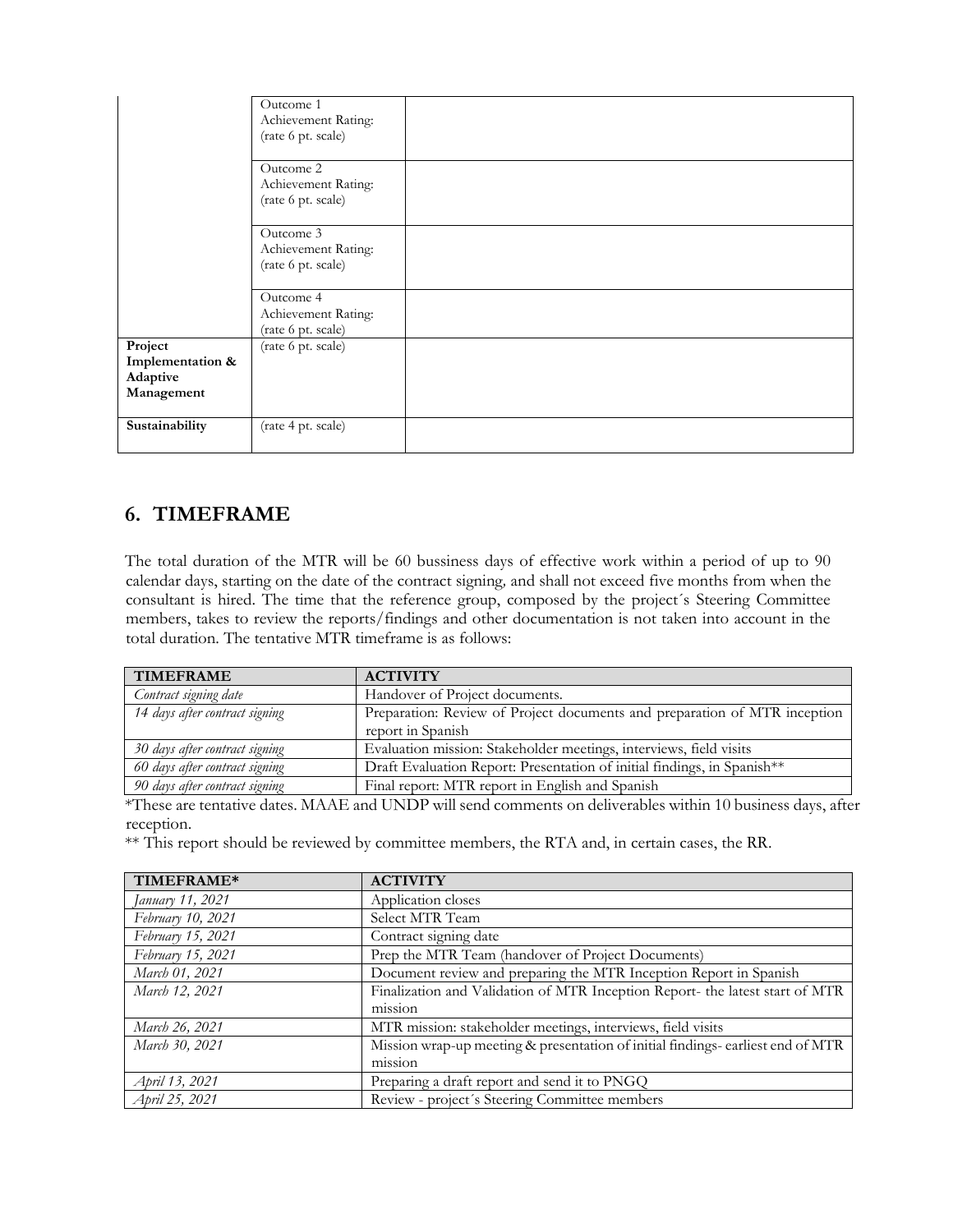| | | |
|---|---|---|
| | Outcome 1 Achievement Rating: (rate 6 pt. scale) | |
| | Outcome 2 Achievement Rating: (rate 6 pt. scale) | |
| | Outcome 3 Achievement Rating: (rate 6 pt. scale) | |
| | Outcome 4 Achievement Rating: (rate 6 pt. scale) | |
| **Project Implementation & Adaptive Management** | (rate 6 pt. scale) | |
| **Sustainability** | (rate 4 pt. scale) | |

## 6. TIMEFRAME

The total duration of the MTR will be 60 bussiness days of effective work within a period of up to 90 calendar days, starting on the date of the contract signing, and shall not exceed five months from when the consultant is hired. The time that the reference group, composed by the project´s Steering Committee members, takes to review the reports/findings and other documentation is not taken into account in the total duration. The tentative MTR timeframe is as follows:

| TIMEFRAME | ACTIVITY |
|---|---|
| *Contract signing date* | Handover of Project documents. |
| *14 days after contract signing* | Preparation: Review of Project documents and preparation of MTR inception report in Spanish |
| *30 days after contract signing* | Evaluation mission: Stakeholder meetings, interviews, field visits |
| *60 days after contract signing* | Draft Evaluation Report: Presentation of initial findings, in Spanish** |
| *90 days after contract signing* | Final report: MTR report in English and Spanish |

*These are tentative dates. MAAE and UNDP will send comments on deliverables within 10 business days, after reception.

** This report should be reviewed by committee members, the RTA and, in certain cases, the RR.

| TIMEFRAME* | ACTIVITY |
|---|---|
| *January 11, 2021* | Application closes |
| *February 10, 2021* | Select MTR Team |
| *February 15, 2021* | Contract signing date |
| *February 15, 2021* | Prep the MTR Team (handover of Project Documents) |
| *March 01, 2021* | Document review and preparing the MTR Inception Report in Spanish |
| *March 12, 2021* | Finalization and Validation of MTR Inception Report- the latest start of MTR mission |
| *March 26, 2021* | MTR mission: stakeholder meetings, interviews, field visits |
| *March 30, 2021* | Mission wrap-up meeting & presentation of initial findings- earliest end of MTR mission |
| *April 13, 2021* | Preparing a draft report and send it to PNGQ |
| *April 25, 2021* | Review - project´s Steering Committee members |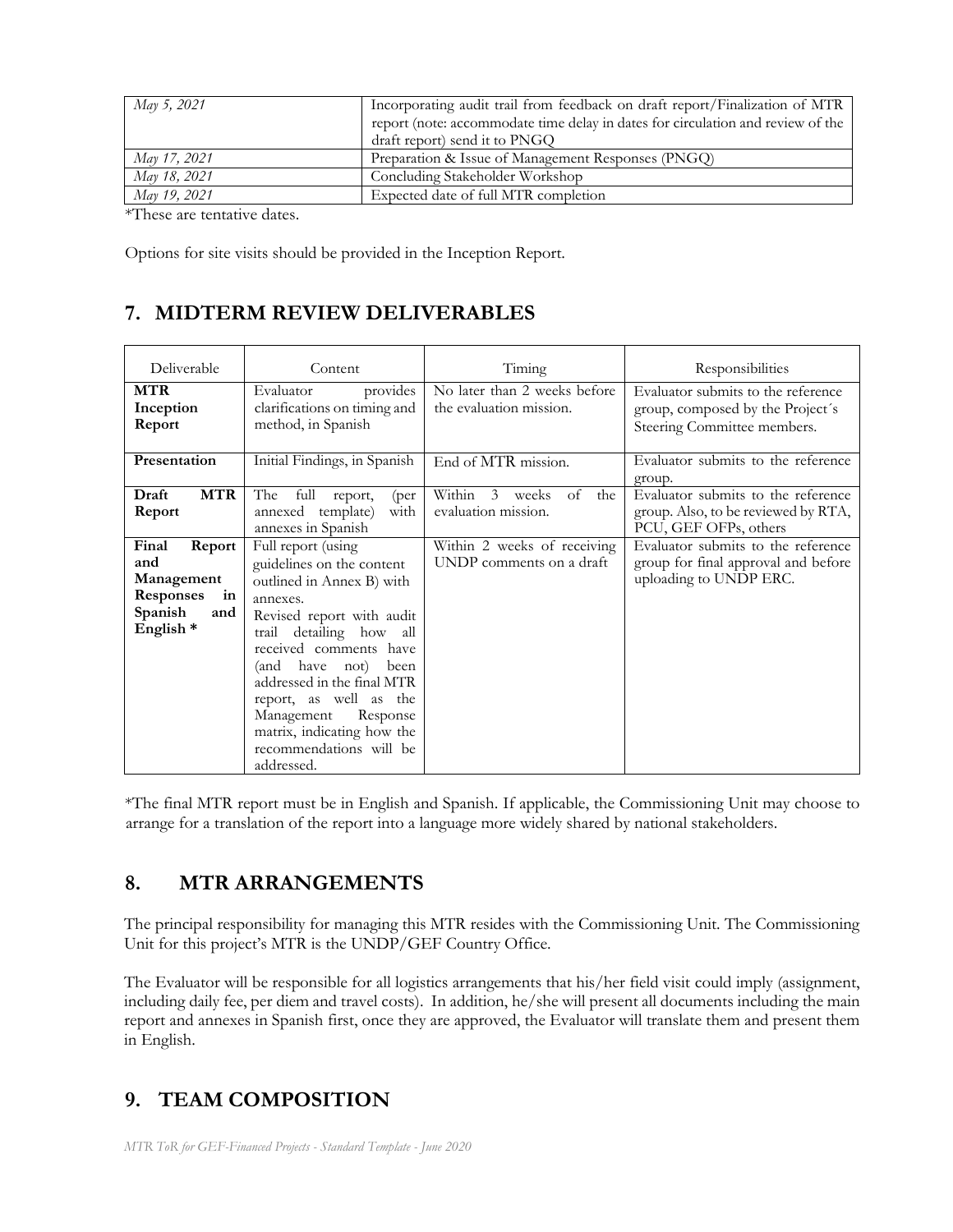| | |
|---|---|
| *May 5, 2021* | Incorporating audit trail from feedback on draft report/Finalization of MTR report (note: accommodate time delay in dates for circulation and review of the draft report) send it to PNGQ |
| *May 17, 2021* | Preparation & Issue of Management Responses (PNGQ) |
| *May 18, 2021* | Concluding Stakeholder Workshop |
| *May 19, 2021* | Expected date of full MTR completion |

*These are tentative dates.

Options for site visits should be provided in the Inception Report.

## 7. MIDTERM REVIEW DELIVERABLES

| Deliverable | Content | Timing | Responsibilities |
|---|---|---|---|
| **MTR Inception Report** | Evaluator provides clarifications on timing and method, in Spanish | No later than 2 weeks before the evaluation mission. | Evaluator submits to the reference group, composed by the Project´s Steering Committee members. |
| **Presentation** | Initial Findings, in Spanish | End of MTR mission. | Evaluator submits to the reference group. |
| **Draft MTR Report** | The full report, (per annexed template) with annexes in Spanish | Within 3 weeks of the evaluation mission. | Evaluator submits to the reference group. Also, to be reviewed by RTA, PCU, GEF OFPs, others |
| **Final Report and Management Responses in Spanish and English \*** | Full report (using guidelines on the content outlined in Annex B) with annexes. Revised report with audit trail detailing how all received comments have (and have not) been addressed in the final MTR report, as well as the Management Response matrix, indicating how the recommendations will be addressed. | Within 2 weeks of receiving UNDP comments on a draft | Evaluator submits to the reference group for final approval and before uploading to UNDP ERC. |

*The final MTR report must be in English and Spanish. If applicable, the Commissioning Unit may choose to arrange for a translation of the report into a language more widely shared by national stakeholders.

## 8. MTR ARRANGEMENTS

The principal responsibility for managing this MTR resides with the Commissioning Unit. The Commissioning Unit for this project's MTR is the UNDP/GEF Country Office.

The Evaluator will be responsible for all logistics arrangements that his/her field visit could imply (assignment, including daily fee, per diem and travel costs). In addition, he/she will present all documents including the main report and annexes in Spanish first, once they are approved, the Evaluator will translate them and present them in English.

## 9. TEAM COMPOSITION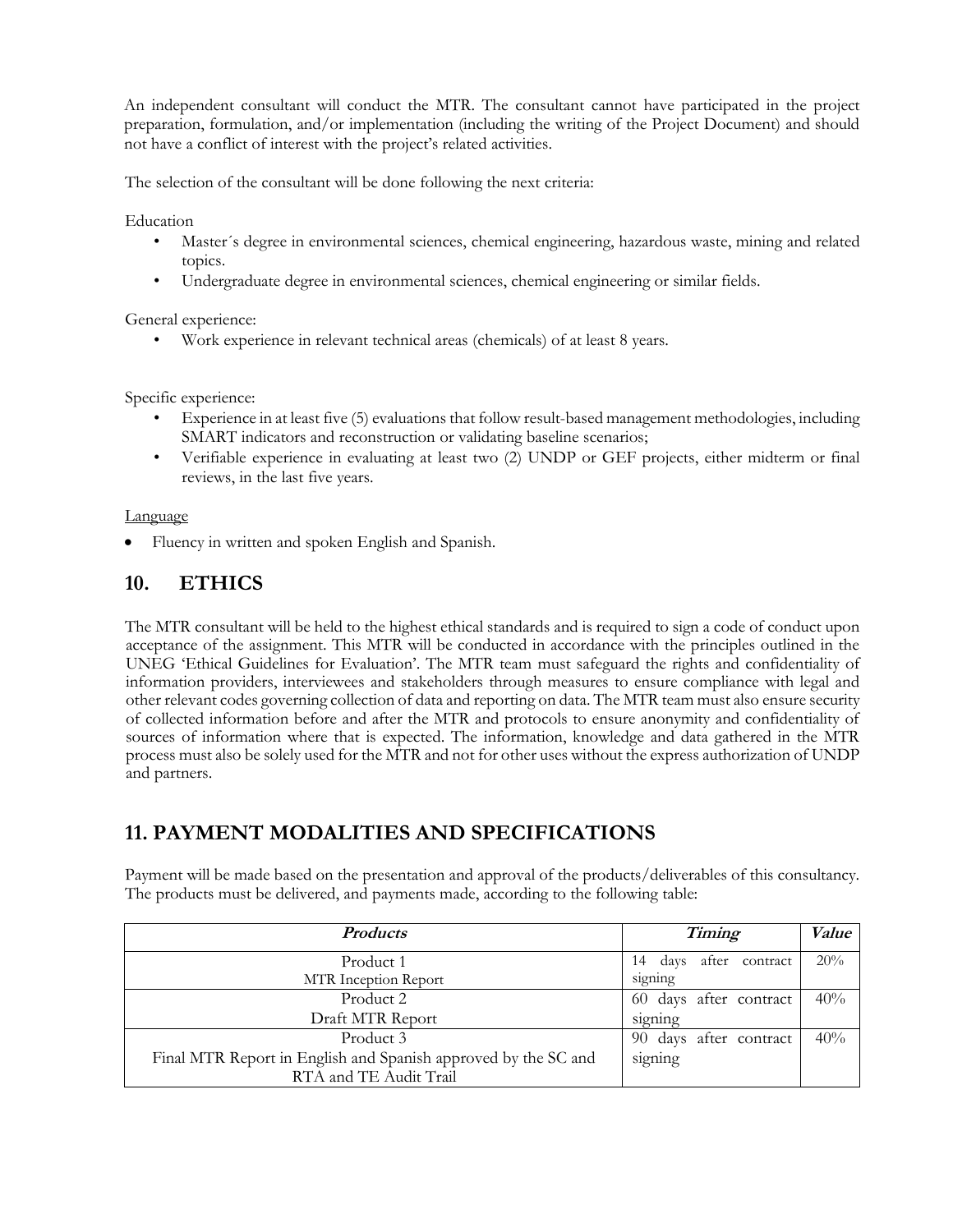An independent consultant will conduct the MTR. The consultant cannot have participated in the project preparation, formulation, and/or implementation (including the writing of the Project Document) and should not have a conflict of interest with the project's related activities.

The selection of the consultant will be done following the next criteria:

Education

- Master´s degree in environmental sciences, chemical engineering, hazardous waste, mining and related topics.
- Undergraduate degree in environmental sciences, chemical engineering or similar fields.

General experience:

- Work experience in relevant technical areas (chemicals) of at least 8 years.

Specific experience:

- Experience in at least five (5) evaluations that follow result-based management methodologies, including SMART indicators and reconstruction or validating baseline scenarios;
- Verifiable experience in evaluating at least two (2) UNDP or GEF projects, either midterm or final reviews, in the last five years.

Language

- Fluency in written and spoken English and Spanish.

## 10. ETHICS

The MTR consultant will be held to the highest ethical standards and is required to sign a code of conduct upon acceptance of the assignment. This MTR will be conducted in accordance with the principles outlined in the UNEG 'Ethical Guidelines for Evaluation'. The MTR team must safeguard the rights and confidentiality of information providers, interviewees and stakeholders through measures to ensure compliance with legal and other relevant codes governing collection of data and reporting on data. The MTR team must also ensure security of collected information before and after the MTR and protocols to ensure anonymity and confidentiality of sources of information where that is expected. The information, knowledge and data gathered in the MTR process must also be solely used for the MTR and not for other uses without the express authorization of UNDP and partners.

## 11. PAYMENT MODALITIES AND SPECIFICATIONS

Payment will be made based on the presentation and approval of the products/deliverables of this consultancy. The products must be delivered, and payments made, according to the following table:

| *Products* | *Timing* | *Value* |
|---|---|---|
| Product 1<br>MTR Inception Report | 14 days after contract signing | 20% |
| Product 2<br>Draft MTR Report | 60 days after contract signing | 40% |
| Product 3<br>Final MTR Report in English and Spanish approved by the SC and RTA and TE Audit Trail | 90 days after contract signing | 40% |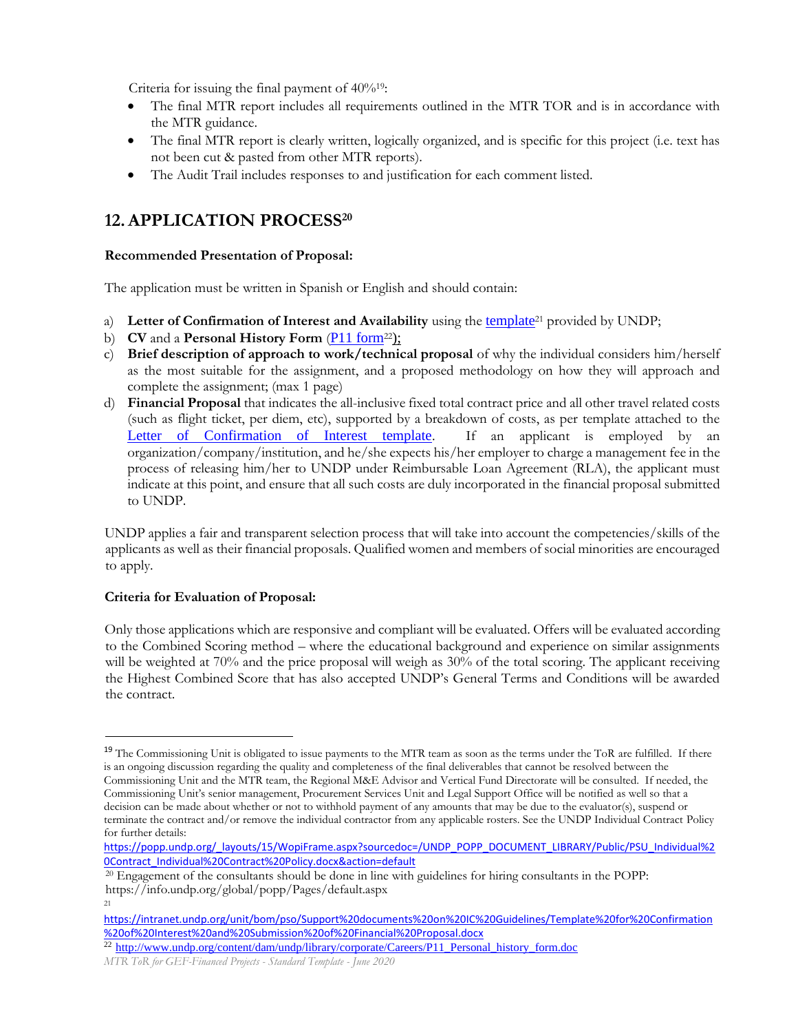Criteria for issuing the final payment of 40%[19]:

- The final MTR report includes all requirements outlined in the MTR TOR and is in accordance with the MTR guidance.
- The final MTR report is clearly written, logically organized, and is specific for this project (i.e. text has not been cut & pasted from other MTR reports).
- The Audit Trail includes responses to and justification for each comment listed.

## 12. APPLICATION PROCESS[20]

**Recommended Presentation of Proposal:**

The application must be written in Spanish or English and should contain:

a) **Letter of Confirmation of Interest and Availability** using the template[21] provided by UNDP;
b) **CV** and a **Personal History Form** (P11 form[22]);
c) **Brief description of approach to work/technical proposal** of why the individual considers him/herself as the most suitable for the assignment, and a proposed methodology on how they will approach and complete the assignment; (max 1 page)
d) **Financial Proposal** that indicates the all-inclusive fixed total contract price and all other travel related costs (such as flight ticket, per diem, etc), supported by a breakdown of costs, as per template attached to the Letter of Confirmation of Interest template. If an applicant is employed by an organization/company/institution, and he/she expects his/her employer to charge a management fee in the process of releasing him/her to UNDP under Reimbursable Loan Agreement (RLA), the applicant must indicate at this point, and ensure that all such costs are duly incorporated in the financial proposal submitted to UNDP.

UNDP applies a fair and transparent selection process that will take into account the competencies/skills of the applicants as well as their financial proposals. Qualified women and members of social minorities are encouraged to apply.

**Criteria for Evaluation of Proposal:**

Only those applications which are responsive and compliant will be evaluated. Offers will be evaluated according to the Combined Scoring method – where the educational background and experience on similar assignments will be weighted at 70% and the price proposal will weigh as 30% of the total scoring. The applicant receiving the Highest Combined Score that has also accepted UNDP's General Terms and Conditions will be awarded the contract.

---

[19] The Commissioning Unit is obligated to issue payments to the MTR team as soon as the terms under the ToR are fulfilled. If there is an ongoing discussion regarding the quality and completeness of the final deliverables that cannot be resolved between the Commissioning Unit and the MTR team, the Regional M&E Advisor and Vertical Fund Directorate will be consulted. If needed, the Commissioning Unit's senior management, Procurement Services Unit and Legal Support Office will be notified as well so that a decision can be made about whether or not to withhold payment of any amounts that may be due to the evaluator(s), suspend or terminate the contract and/or remove the individual contractor from any applicable rosters. See the UNDP Individual Contract Policy for further details: https://popp.undp.org/_layouts/15/WopiFrame.aspx?sourcedoc=/UNDP_POPP_DOCUMENT_LIBRARY/Public/PSU_Individual%20Contract_Individual%20Contract%20Policy.docx&action=default

[20] Engagement of the consultants should be done in line with guidelines for hiring consultants in the POPP: https://info.undp.org/global/popp/Pages/default.aspx

[21] https://intranet.undp.org/unit/bom/pso/Support%20documents%20on%20IC%20Guidelines/Template%20for%20Confirmation%20of%20Interest%20and%20Submission%20of%20Financial%20Proposal.docx

[22] http://www.undp.org/content/dam/undp/library/corporate/Careers/P11_Personal_history_form.doc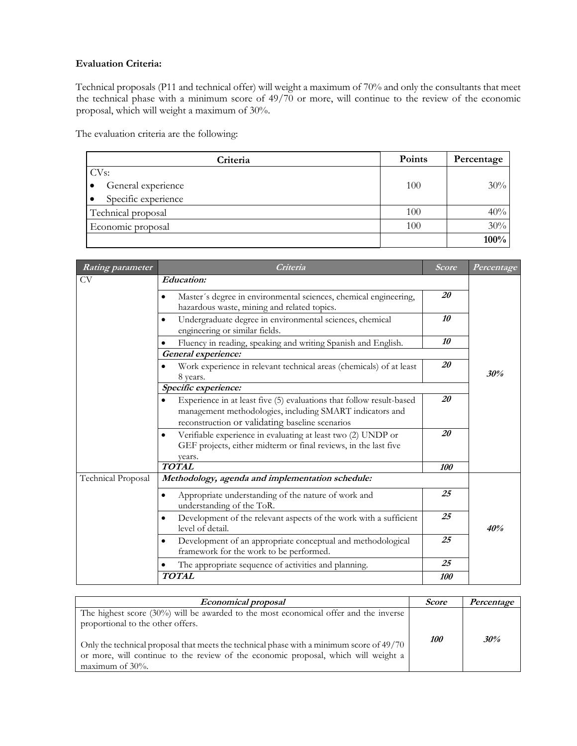**Evaluation Criteria:**

Technical proposals (P11 and technical offer) will weight a maximum of 70% and only the consultants that meet the technical phase with a minimum score of 49/70 or more, will continue to the review of the economic proposal, which will weight a maximum of 30%.

The evaluation criteria are the following:

| Criteria | Points | Percentage |
|---|---|---|
| CVs:<br>• General experience<br>• Specific experience | 100 | 30% |
| Technical proposal | 100 | 40% |
| Economic proposal | 100 | 30% |
| | | **100%** |

| *Rating parameter* | *Criteria* | *Score* | *Percentage* |
|---|---|---|---|
| CV | ***Education:*** | | ***30%*** |
| | • Master´s degree in environmental sciences, chemical engineering, hazardous waste, mining and related topics. | ***20*** | |
| | • Undergraduate degree in environmental sciences, chemical engineering or similar fields. | ***10*** | |
| | • Fluency in reading, speaking and writing Spanish and English. | ***10*** | |
| | ***General experience:*** | | |
| | • Work experience in relevant technical areas (chemicals) of at least 8 years. | ***20*** | |
| | ***Specific experience:*** | | |
| | • Experience in at least five (5) evaluations that follow result-based management methodologies, including SMART indicators and reconstruction or validating baseline scenarios | ***20*** | |
| | • Verifiable experience in evaluating at least two (2) UNDP or GEF projects, either midterm or final reviews, in the last five years. | ***20*** | |
| | ***TOTAL*** | ***100*** | |
| Technical Proposal | ***Methodology, agenda and implementation schedule:*** | | ***40%*** |
| | • Appropriate understanding of the nature of work and understanding of the ToR. | ***25*** | |
| | • Development of the relevant aspects of the work with a sufficient level of detail. | ***25*** | |
| | • Development of an appropriate conceptual and methodological framework for the work to be performed. | ***25*** | |
| | • The appropriate sequence of activities and planning. | ***25*** | |
| | ***TOTAL*** | ***100*** | |

| *Economical proposal* | *Score* | *Percentage* |
|---|---|---|
| The highest score (30%) will be awarded to the most economical offer and the inverse proportional to the other offers.<br><br>Only the technical proposal that meets the technical phase with a minimum score of 49/70 or more, will continue to the review of the economic proposal, which will weight a maximum of 30%. | ***100*** | ***30%*** |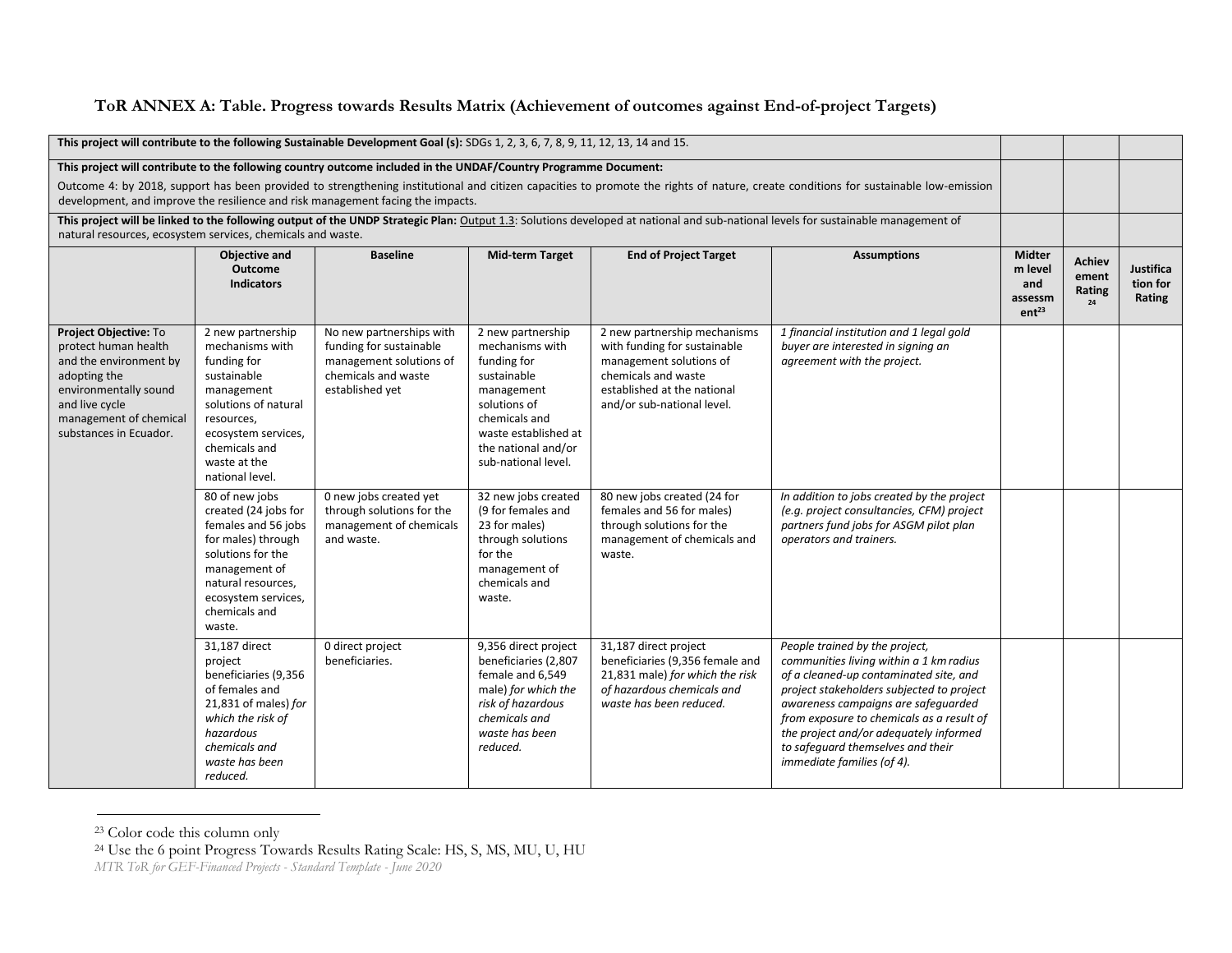### ToR ANNEX A: Table. Progress towards Results Matrix (Achievement of outcomes against End-of-project Targets)

| | | | | | | | | |
|---|---|---|---|---|---|---|---|---|
| **This project will contribute to the following Sustainable Development Goal (s):** SDGs 1, 2, 3, 6, 7, 8, 9, 11, 12, 13, 14 and 15. | | | | | | | | |
| **This project will contribute to the following country outcome included in the UNDAF/Country Programme Document:** Outcome 4: by 2018, support has been provided to strengthening institutional and citizen capacities to promote the rights of nature, create conditions for sustainable low-emission development, and improve the resilience and risk management facing the impacts. | | | | | | | | |
| **This project will be linked to the following output of the UNDP Strategic Plan:** Output 1.3: Solutions developed at national and sub-national levels for sustainable management of natural resources, ecosystem services, chemicals and waste. | | | | | | | | |
| | **Objective and Outcome Indicators** | **Baseline** | **Mid-term Target** | **End of Project Target** | **Assumptions** | **Midterm level and assessment[23]** | **Achievement Rating[24]** | **Justification for Rating** |
| **Project Objective:** To protect human health and the environment by adopting the environmentally sound and live cycle management of chemical substances in Ecuador. | 2 new partnership mechanisms with funding for sustainable management solutions of natural resources, ecosystem services, chemicals and waste at the national level. | No new partnerships with funding for sustainable management solutions of chemicals and waste established yet | 2 new partnership mechanisms with funding for sustainable management solutions of chemicals and waste established at the national and/or sub-national level. | 2 new partnership mechanisms with funding for sustainable management solutions of chemicals and waste established at the national and/or sub-national level. | *1 financial institution and 1 legal gold buyer are interested in signing an agreement with the project.* | | | |
| | 80 of new jobs created (24 jobs for females and 56 jobs for males) through solutions for the management of natural resources, ecosystem services, chemicals and waste. | 0 new jobs created yet through solutions for the management of chemicals and waste. | 32 new jobs created (9 for females and 23 for males) through solutions for the management of chemicals and waste. | 80 new jobs created (24 for females and 56 for males) through solutions for the management of chemicals and waste. | *In addition to jobs created by the project (e.g. project consultancies, CFM) project partners fund jobs for ASGM pilot plan operators and trainers.* | | | |
| | 31,187 direct project beneficiaries (9,356 of females and 21,831 of males) *for which the risk of hazardous chemicals and waste has been reduced.* | 0 direct project beneficiaries. | 9,356 direct project beneficiaries (2,807 female and 6,549 male) *for which the risk of hazardous chemicals and waste has been reduced.* | 31,187 direct project beneficiaries (9,356 female and 21,831 male) *for which the risk of hazardous chemicals and waste has been reduced.* | *People trained by the project, communities living within a 1 km radius of a cleaned-up contaminated site, and project stakeholders subjected to project awareness campaigns are safeguarded from exposure to chemicals as a result of the project and/or adequately informed to safeguard themselves and their immediate families (of 4).* | | | |

[23] Color code this column only

[24] Use the 6 point Progress Towards Results Rating Scale: HS, S, MS, MU, U, HU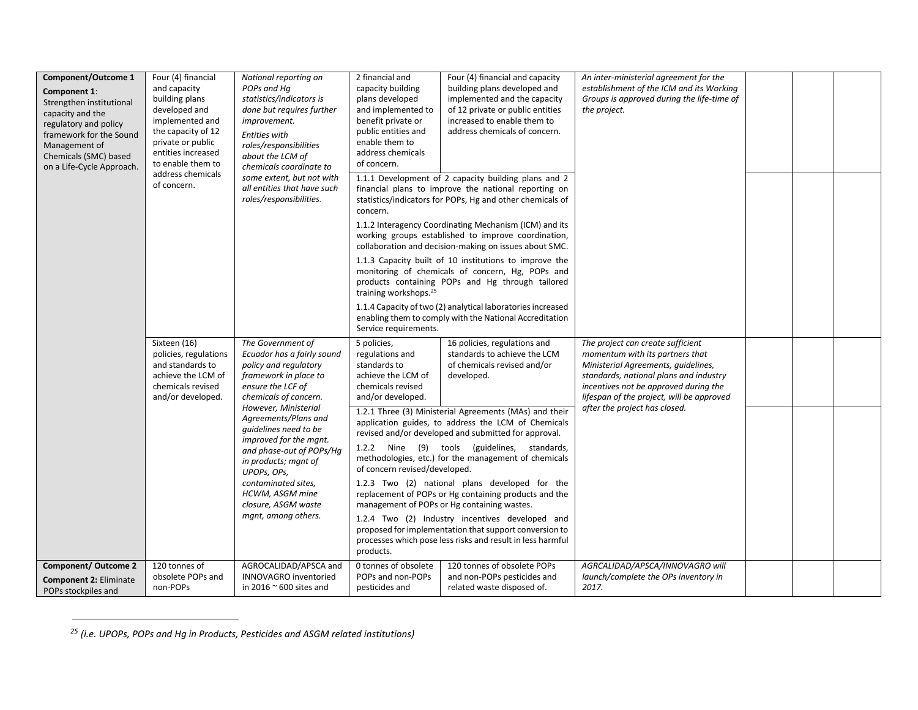| | | | | | | | | |
|---|---|---|---|---|---|---|---|---|
| **Component/Outcome 1**<br>**Component 1**: Strengthen institutional capacity and the regulatory and policy framework for the Sound Management of Chemicals (SMC) based on a Life-Cycle Approach. | Four (4) financial and capacity building plans developed and implemented and the capacity of 12 private or public entities increased to enable them to address chemicals of concern. | *National reporting on POPs and Hg statistics/indicators is done but requires further improvement.*<br>*Entities with roles/responsibilities about the LCM of chemicals coordinate to some extent, but not with all entities that have such roles/responsibilities.* | 2 financial and capacity building plans developed and implemented to benefit private or public entities and enable them to address chemicals of concern. | Four (4) financial and capacity building plans developed and implemented and the capacity of 12 private or public entities increased to enable them to address chemicals of concern. | *An inter-ministerial agreement for the establishment of the ICM and its Working Groups is approved during the life-time of the project.* | | | |
| | | | 1.1.1 Development of 2 capacity building plans and 2 financial plans to improve the national reporting on statistics/indicators for POPs, Hg and other chemicals of concern.<br>1.1.2 Interagency Coordinating Mechanism (ICM) and its working groups established to improve coordination, collaboration and decision-making on issues about SMC.<br>1.1.3 Capacity built of 10 institutions to improve the monitoring of chemicals of concern, Hg, POPs and products containing POPs and Hg through tailored training workshops.[25]<br>1.1.4 Capacity of two (2) analytical laboratories increased enabling them to comply with the National Accreditation Service requirements. | | | | | |
| | Sixteen (16) policies, regulations and standards to achieve the LCM of chemicals revised and/or developed. | *The Government of Ecuador has a fairly sound policy and regulatory framework in place to ensure the LCF of chemicals of concern. However, Ministerial Agreements/Plans and guidelines need to be improved for the mgnt. and phase-out of POPs/Hg in products; mgnt of UPOPs, OPs, contaminated sites, HCWM, ASGM mine closure, ASGM waste mgnt, among others.* | 5 policies, regulations and standards to achieve the LCM of chemicals revised and/or developed. | 16 policies, regulations and standards to achieve the LCM of chemicals revised and/or developed. | *The project can create sufficient momentum with its partners that Ministerial Agreements, guidelines, standards, national plans and industry incentives not be approved during the lifespan of the project, will be approved after the project has closed.* | | | |
| | | | 1.2.1 Three (3) Ministerial Agreements (MAs) and their application guides, to address the LCM of Chemicals revised and/or developed and submitted for approval.<br>1.2.2 Nine (9) tools (guidelines, standards, methodologies, etc.) for the management of chemicals of concern revised/developed.<br>1.2.3 Two (2) national plans developed for the replacement of POPs or Hg containing products and the management of POPs or Hg containing wastes.<br>1.2.4 Two (2) Industry incentives developed and proposed for implementation that support conversion to processes which pose less risks and result in less harmful products. | | | | | |
| **Component/ Outcome 2**<br>**Component 2:** Eliminate POPs stockpiles and | 120 tonnes of obsolete POPs and non-POPs | AGROCALIDAD/APSCA and INNOVAGRO inventoried in 2016 ~ 600 sites and | 0 tonnes of obsolete POPs and non-POPs pesticides and | 120 tonnes of obsolete POPs and non-POPs pesticides and related waste disposed of. | *AGRCALIDAD/APSCA/INNOVAGRO will launch/complete the OPs inventory in 2017.* | | | |

[25] *(i.e. UPOPs, POPs and Hg in Products, Pesticides and ASGM related institutions)*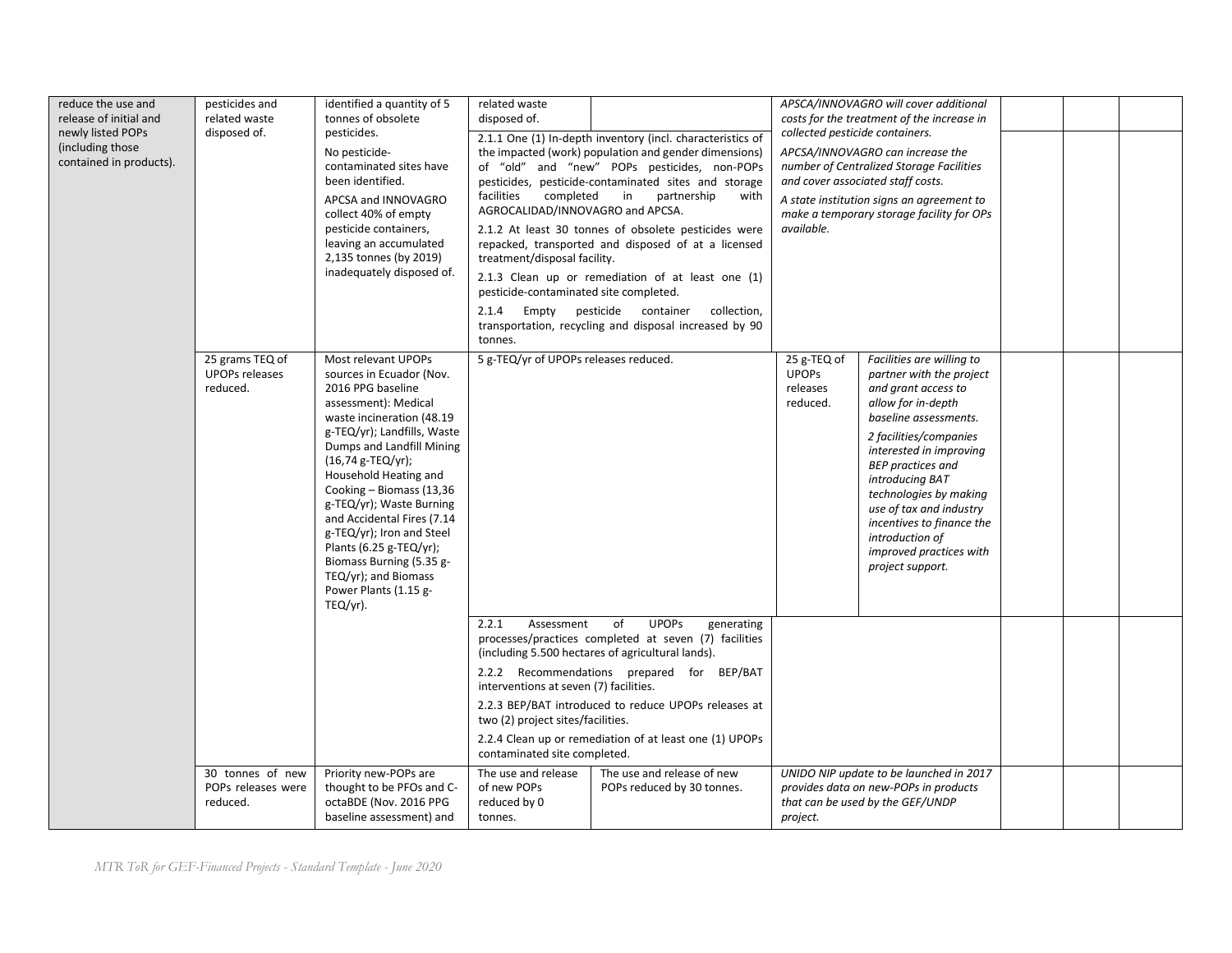| | | | | | | | | | |
|---|---|---|---|---|---|---|---|---|---|
| reduce the use and release of initial and newly listed POPs (including those contained in products). | pesticides and related waste disposed of. | identified a quantity of 5 tonnes of obsolete pesticides.<br><br>No pesticide-contaminated sites have been identified.<br><br>APCSA and INNOVAGRO collect 40% of empty pesticide containers, leaving an accumulated 2,135 tonnes (by 2019) inadequately disposed of. | related waste disposed of. | | *APSCA/INNOVAGRO will cover additional costs for the treatment of the increase in collected pesticide containers.* | | | | |
| | | | 2.1.1 One (1) In-depth inventory (incl. characteristics of the impacted (work) population and gender dimensions) of "old" and "new" POPs pesticides, non-POPs pesticides, pesticide-contaminated sites and storage facilities completed in partnership with AGROCALIDAD/INNOVAGRO and APCSA.<br><br>2.1.2 At least 30 tonnes of obsolete pesticides were repacked, transported and disposed of at a licensed treatment/disposal facility.<br><br>2.1.3 Clean up or remediation of at least one (1) pesticide-contaminated site completed.<br><br>2.1.4 Empty pesticide container collection, transportation, recycling and disposal increased by 90 tonnes. | | *APCSA/INNOVAGRO can increase the number of Centralized Storage Facilities and cover associated staff costs.*<br><br>*A state institution signs an agreement to make a temporary storage facility for OPs available.* | | | | |
| | 25 grams TEQ of UPOPs releases reduced. | Most relevant UPOPs sources in Ecuador (Nov. 2016 PPG baseline assessment): Medical waste incineration (48.19 g-TEQ/yr); Landfills, Waste Dumps and Landfill Mining (16,74 g-TEQ/yr); Household Heating and Cooking – Biomass (13,36 g-TEQ/yr); Waste Burning and Accidental Fires (7.14 g-TEQ/yr); Iron and Steel Plants (6.25 g-TEQ/yr); Biomass Burning (5.35 g-TEQ/yr); and Biomass Power Plants (1.15 g-TEQ/yr). | 5 g-TEQ/yr of UPOPs releases reduced. | | 25 g-TEQ of UPOPs releases reduced. | *Facilities are willing to partner with the project and grant access to allow for in-depth baseline assessments.*<br><br>*2 facilities/companies interested in improving BEP practices and introducing BAT technologies by making use of tax and industry incentives to finance the introduction of improved practices with project support.* | | | |
| | | | 2.2.1 Assessment of UPOPs generating processes/practices completed at seven (7) facilities (including 5.500 hectares of agricultural lands).<br><br>2.2.2 Recommendations prepared for BEP/BAT interventions at seven (7) facilities.<br><br>2.2.3 BEP/BAT introduced to reduce UPOPs releases at two (2) project sites/facilities.<br><br>2.2.4 Clean up or remediation of at least one (1) UPOPs contaminated site completed. | | | | | | |
| | 30 tonnes of new POPs releases were reduced. | Priority new-POPs are thought to be PFOs and C-octaBDE (Nov. 2016 PPG baseline assessment) and | The use and release of new POPs reduced by 0 tonnes. | The use and release of new POPs reduced by 30 tonnes. | *UNIDO NIP update to be launched in 2017 provides data on new-POPs in products that can be used by the GEF/UNDP project.* | | | | |

*MTR ToR for GEF-Financed Projects - Standard Template - June 2020*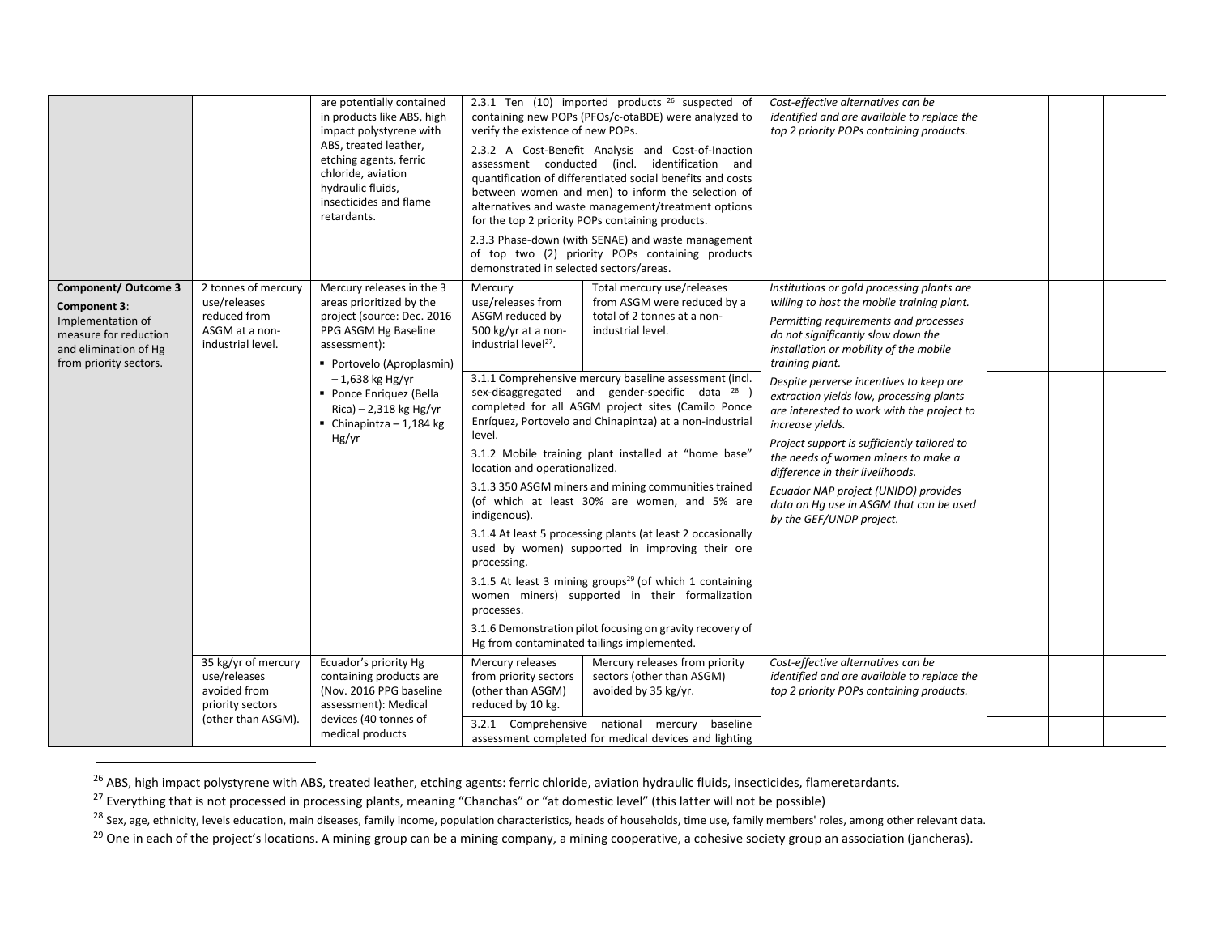| | | | | | | | | |
|---|---|---|---|---|---|---|---|---|
| | | are potentially contained in products like ABS, high impact polystyrene with ABS, treated leather, etching agents, ferric chloride, aviation hydraulic fluids, insecticides and flame retardants. | 2.3.1 Ten (10) imported products [26] suspected of containing new POPs (PFOs/c-otaBDE) were analyzed to verify the existence of new POPs.<br><br>2.3.2 A Cost-Benefit Analysis and Cost-of-Inaction assessment conducted (incl. identification and quantification of differentiated social benefits and costs between women and men) to inform the selection of alternatives and waste management/treatment options for the top 2 priority POPs containing products.<br><br>2.3.3 Phase-down (with SENAE) and waste management of top two (2) priority POPs containing products demonstrated in selected sectors/areas. | | *Cost-effective alternatives can be identified and are available to replace the top 2 priority POPs containing products.* | | | |
| **Component/ Outcome 3**<br><br>**Component 3**: Implementation of measure for reduction and elimination of Hg from priority sectors. | 2 tonnes of mercury use/releases reduced from ASGM at a non-industrial level. | Mercury releases in the 3 areas prioritized by the project (source: Dec. 2016 PPG ASGM Hg Baseline assessment):<br>▪ Portovelo (Aproplasmin) – 1,638 kg Hg/yr<br>▪ Ponce Enriquez (Bella Rica) – 2,318 kg Hg/yr<br>▪ Chinapintza – 1,184 kg Hg/yr | Mercury use/releases from ASGM reduced by 500 kg/yr at a non-industrial level[27]. | Total mercury use/releases from ASGM were reduced by a total of 2 tonnes at a non-industrial level. | *Institutions or gold processing plants are willing to host the mobile training plant.*<br><br>*Permitting requirements and processes do not significantly slow down the installation or mobility of the mobile training plant.* | | | |
| | | | 3.1.1 Comprehensive mercury baseline assessment (incl. sex-disaggregated and gender-specific data [28]) completed for all ASGM project sites (Camilo Ponce Enríquez, Portovelo and Chinapintza) at a non-industrial level.<br><br>3.1.2 Mobile training plant installed at "home base" location and operationalized.<br><br>3.1.3 350 ASGM miners and mining communities trained (of which at least 30% are women, and 5% are indigenous).<br><br>3.1.4 At least 5 processing plants (at least 2 occasionally used by women) supported in improving their ore processing.<br><br>3.1.5 At least 3 mining groups[29] (of which 1 containing women miners) supported in their formalization processes.<br><br>3.1.6 Demonstration pilot focusing on gravity recovery of Hg from contaminated tailings implemented. | | *Despite perverse incentives to keep ore extraction yields low, processing plants are interested to work with the project to increase yields.*<br><br>*Project support is sufficiently tailored to the needs of women miners to make a difference in their livelihoods.*<br><br>*Ecuador NAP project (UNIDO) provides data on Hg use in ASGM that can be used by the GEF/UNDP project.* | | | |
| | 35 kg/yr of mercury use/releases avoided from priority sectors (other than ASGM). | Ecuador's priority Hg containing products are (Nov. 2016 PPG baseline assessment): Medical devices (40 tonnes of medical products | Mercury releases from priority sectors (other than ASGM) reduced by 10 kg. | Mercury releases from priority sectors (other than ASGM) avoided by 35 kg/yr. | *Cost-effective alternatives can be identified and are available to replace the top 2 priority POPs containing products.* | | | |
| | | | 3.2.1 Comprehensive national mercury baseline assessment completed for medical devices and lighting | | | | | |

[26] ABS, high impact polystyrene with ABS, treated leather, etching agents: ferric chloride, aviation hydraulic fluids, insecticides, flameretardants.

[27] Everything that is not processed in processing plants, meaning "Chanchas" or "at domestic level" (this latter will not be possible)

[28] Sex, age, ethnicity, levels education, main diseases, family income, population characteristics, heads of households, time use, family members' roles, among other relevant data.

[29] One in each of the project's locations. A mining group can be a mining company, a mining cooperative, a cohesive society group an association (jancheras).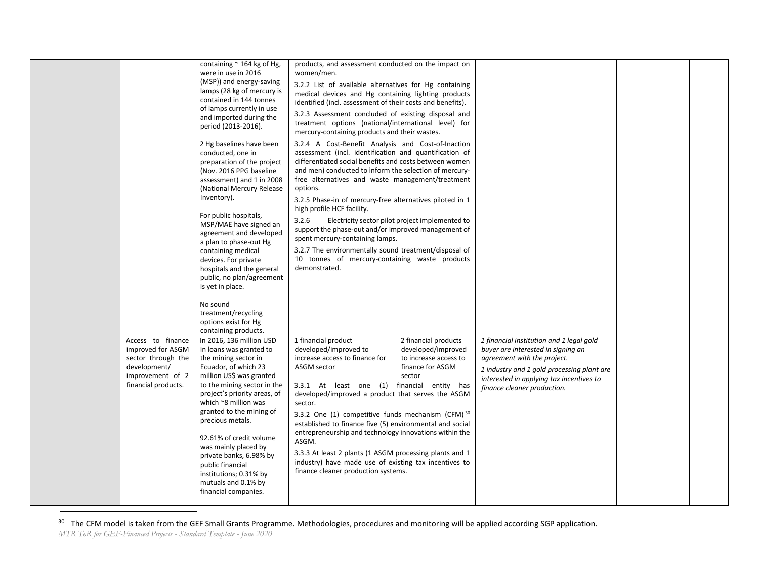| | | | | | | | |
|---|---|---|---|---|---|---|---|
| | | containing ~ 164 kg of Hg, were in use in 2016 (MSP)) and energy-saving lamps (28 kg of mercury is contained in 144 tonnes of lamps currently in use and imported during the period (2013-2016).<br><br>2 Hg baselines have been conducted, one in preparation of the project (Nov. 2016 PPG baseline assessment) and 1 in 2008 (National Mercury Release Inventory).<br><br>For public hospitals, MSP/MAE have signed an agreement and developed a plan to phase-out Hg containing medical devices. For private hospitals and the general public, no plan/agreement is yet in place.<br><br>No sound treatment/recycling options exist for Hg containing products. | products, and assessment conducted on the impact on women/men.<br><br>3.2.2 List of available alternatives for Hg containing medical devices and Hg containing lighting products identified (incl. assessment of their costs and benefits).<br><br>3.2.3 Assessment concluded of existing disposal and treatment options (national/international level) for mercury-containing products and their wastes.<br><br>3.2.4 A Cost-Benefit Analysis and Cost-of-Inaction assessment (incl. identification and quantification of differentiated social benefits and costs between women and men) conducted to inform the selection of mercury-free alternatives and waste management/treatment options.<br><br>3.2.5 Phase-in of mercury-free alternatives piloted in 1 high profile HCF facility.<br><br>3.2.6 Electricity sector pilot project implemented to support the phase-out and/or improved management of spent mercury-containing lamps.<br><br>3.2.7 The environmentally sound treatment/disposal of 10 tonnes of mercury-containing waste products demonstrated. | | | | | |
| | Access to finance improved for ASGM sector through the development/ improvement of 2 financial products. | In 2016, 136 million USD in loans was granted to the mining sector in Ecuador, of which 23 million US$ was granted to the mining sector in the project's priority areas, of which ~8 million was granted to the mining of precious metals.<br><br>92.61% of credit volume was mainly placed by private banks, 6.98% by public financial institutions; 0.31% by mutuals and 0.1% by financial companies. | 1 financial product developed/improved to increase access to finance for ASGM sector | 2 financial products developed/improved to increase access to finance for ASGM sector | *1 financial institution and 1 legal gold buyer are interested in signing an agreement with the project.*<br><br>*1 industry and 1 gold processing plant are interested in applying tax incentives to finance cleaner production.* | | | |
| | | | 3.3.1 At least one (1) financial entity has developed/improved a product that serves the ASGM sector.<br><br>3.3.2 One (1) competitive funds mechanism (CFM)[30] established to finance five (5) environmental and social entrepreneurship and technology innovations within the ASGM.<br><br>3.3.3 At least 2 plants (1 ASGM processing plants and 1 industry) have made use of existing tax incentives to finance cleaner production systems. | | | | | |

[30] The CFM model is taken from the GEF Small Grants Programme. Methodologies, procedures and monitoring will be applied according SGP application.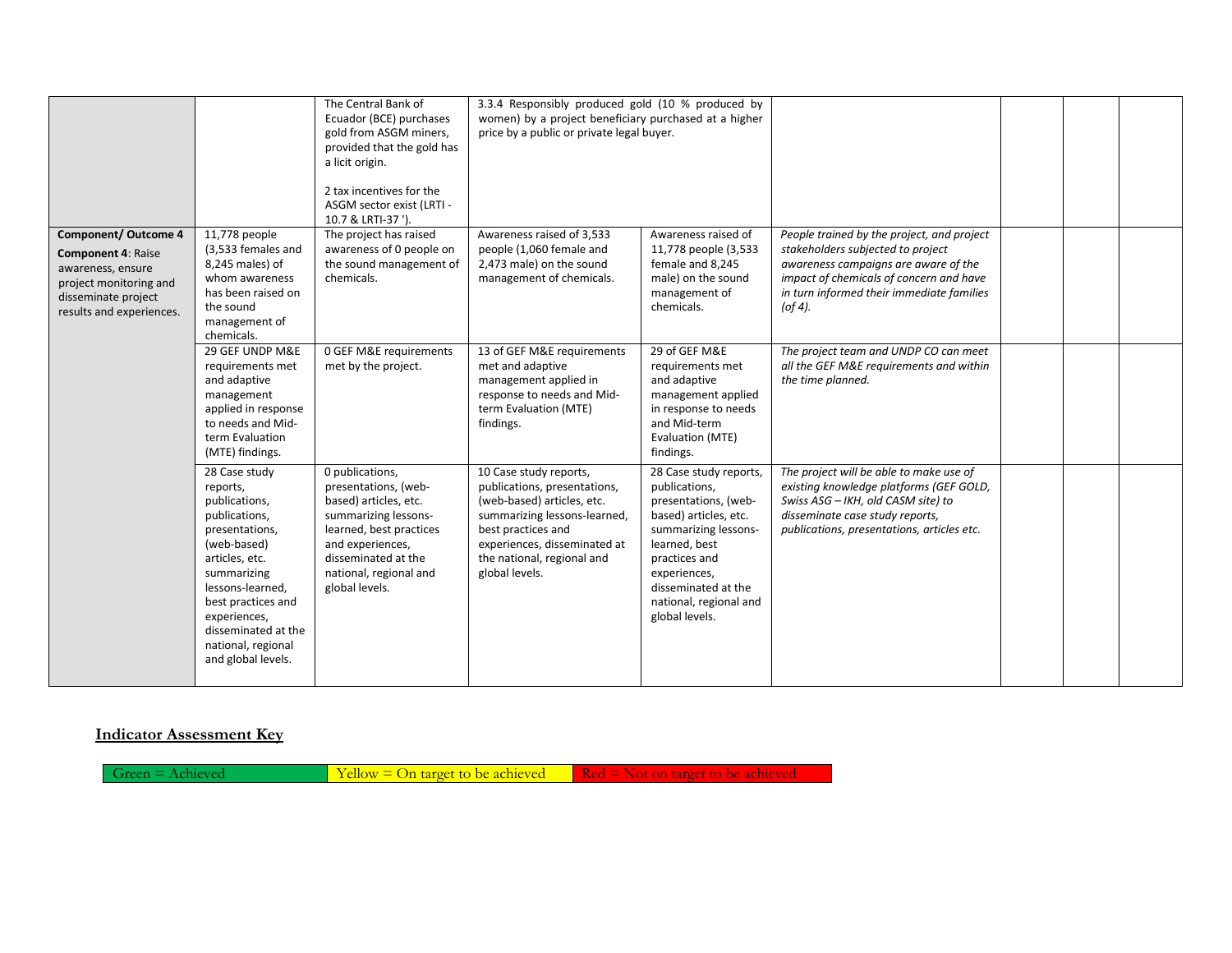| | | | | | | | | |
|---|---|---|---|---|---|---|---|---|
| | | The Central Bank of Ecuador (BCE) purchases gold from ASGM miners, provided that the gold has a licit origin.<br><br>2 tax incentives for the ASGM sector exist (LRTI - 10.7 & LRTI-37 '). | 3.3.4 Responsibly produced gold (10 % produced by women) by a project beneficiary purchased at a higher price by a public or private legal buyer. | | | | | |
| **Component/ Outcome 4**<br>**Component 4**: Raise awareness, ensure project monitoring and disseminate project results and experiences. | 11,778 people (3,533 females and 8,245 males) of whom awareness has been raised on the sound management of chemicals. | The project has raised awareness of 0 people on the sound management of chemicals. | Awareness raised of 3,533 people (1,060 female and 2,473 male) on the sound management of chemicals. | Awareness raised of 11,778 people (3,533 female and 8,245 male) on the sound management of chemicals. | *People trained by the project, and project stakeholders subjected to project awareness campaigns are aware of the impact of chemicals of concern and have in turn informed their immediate families (of 4).* | | | |
| | 29 GEF UNDP M&E requirements met and adaptive management applied in response to needs and Mid-term Evaluation (MTE) findings. | 0 GEF M&E requirements met by the project. | 13 of GEF M&E requirements met and adaptive management applied in response to needs and Mid-term Evaluation (MTE) findings. | 29 of GEF M&E requirements met and adaptive management applied in response to needs and Mid-term Evaluation (MTE) findings. | *The project team and UNDP CO can meet all the GEF M&E requirements and within the time planned.* | | | |
| | 28 Case study reports, publications, publications, presentations, (web-based) articles, etc. summarizing lessons-learned, best practices and experiences, disseminated at the national, regional and global levels. | 0 publications, presentations, (web-based) articles, etc. summarizing lessons-learned, best practices and experiences, disseminated at the national, regional and global levels. | 10 Case study reports, publications, presentations, (web-based) articles, etc. summarizing lessons-learned, best practices and experiences, disseminated at the national, regional and global levels. | 28 Case study reports, publications, presentations, (web-based) articles, etc. summarizing lessons-learned, best practices and experiences, disseminated at the national, regional and global levels. | *The project will be able to make use of existing knowledge platforms (GEF GOLD, Swiss ASG – IKH, old CASM site) to disseminate case study reports, publications, presentations, articles etc.* | | | |

## Indicator Assessment Key

| Green = Achieved | Yellow = On target to be achieved | Red = Not on target to be achieved |
|---|---|---|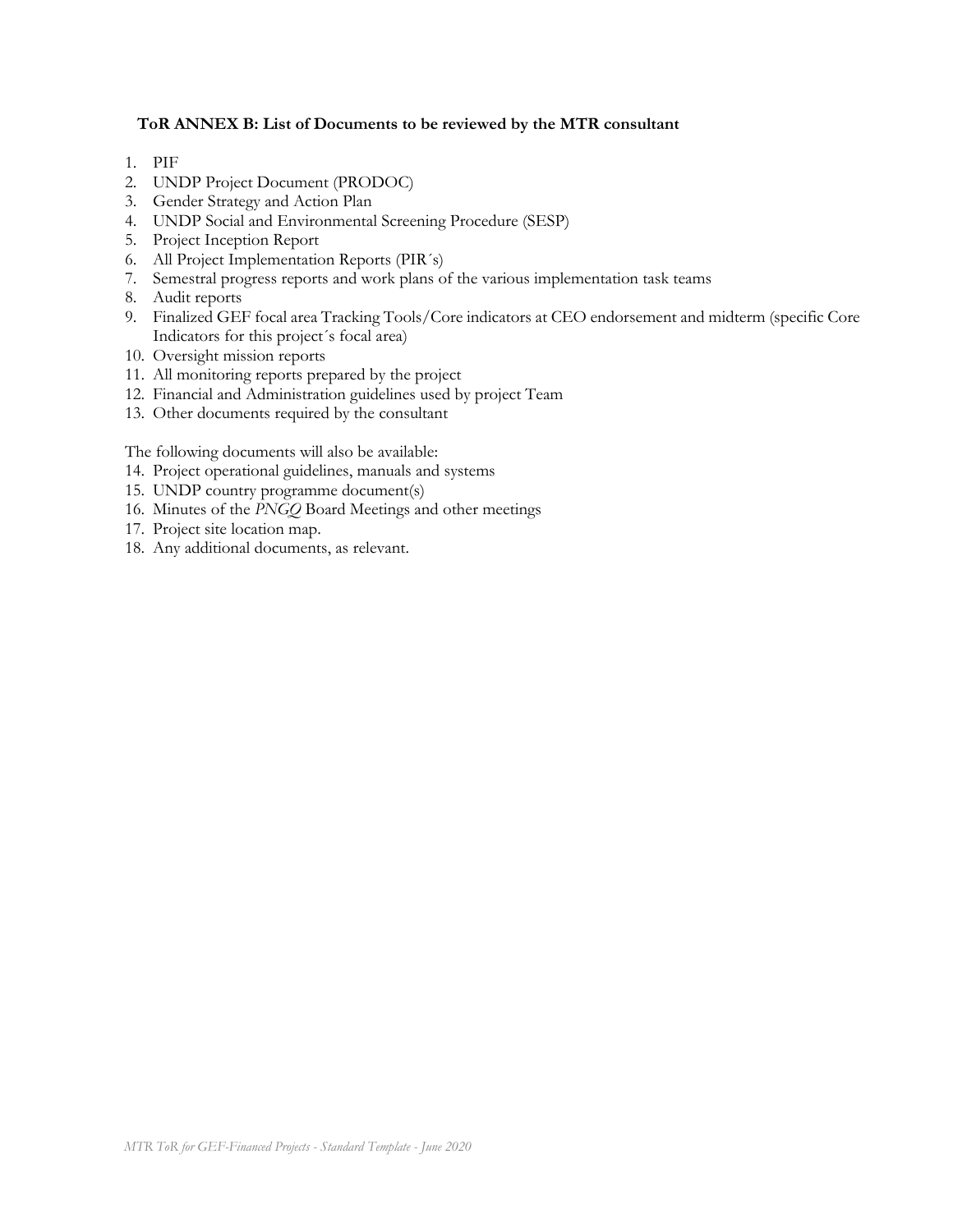### ToR ANNEX B: List of Documents to be reviewed by the MTR consultant

1. PIF
2. UNDP Project Document (PRODOC)
3. Gender Strategy and Action Plan
4. UNDP Social and Environmental Screening Procedure (SESP)
5. Project Inception Report
6. All Project Implementation Reports (PIR´s)
7. Semestral progress reports and work plans of the various implementation task teams
8. Audit reports
9. Finalized GEF focal area Tracking Tools/Core indicators at CEO endorsement and midterm (specific Core Indicators for this project´s focal area)
10. Oversight mission reports
11. All monitoring reports prepared by the project
12. Financial and Administration guidelines used by project Team
13. Other documents required by the consultant

The following documents will also be available:

14. Project operational guidelines, manuals and systems
15. UNDP country programme document(s)
16. Minutes of the *PNGQ* Board Meetings and other meetings
17. Project site location map.
18. Any additional documents, as relevant.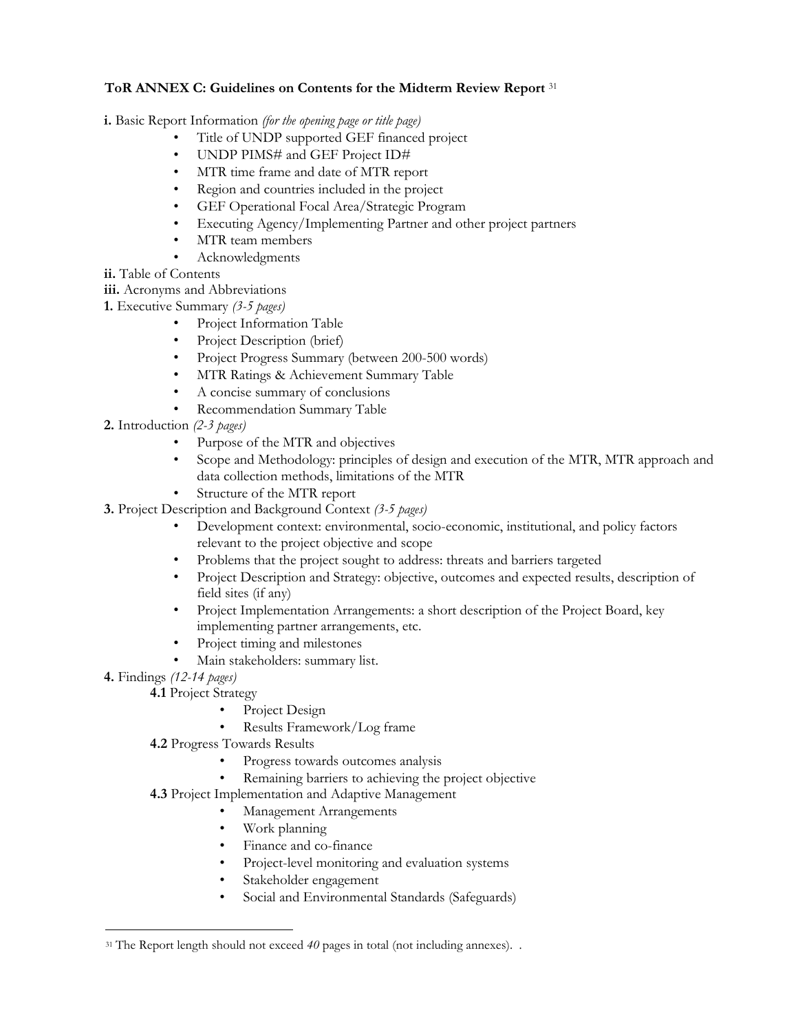**ToR ANNEX C: Guidelines on Contents for the Midterm Review Report** [31]

**i.** Basic Report Information *(for the opening page or title page)*

- Title of UNDP supported GEF financed project
- UNDP PIMS# and GEF Project ID#
- MTR time frame and date of MTR report
- Region and countries included in the project
- GEF Operational Focal Area/Strategic Program
- Executing Agency/Implementing Partner and other project partners
- MTR team members
- Acknowledgments

**ii.** Table of Contents

**iii.** Acronyms and Abbreviations

**1.** Executive Summary *(3-5 pages)*

- Project Information Table
- Project Description (brief)
- Project Progress Summary (between 200-500 words)
- MTR Ratings & Achievement Summary Table
- A concise summary of conclusions
- Recommendation Summary Table

**2.** Introduction *(2-3 pages)*

- Purpose of the MTR and objectives
- Scope and Methodology: principles of design and execution of the MTR, MTR approach and data collection methods, limitations of the MTR
- Structure of the MTR report

**3.** Project Description and Background Context *(3-5 pages)*

- Development context: environmental, socio-economic, institutional, and policy factors relevant to the project objective and scope
- Problems that the project sought to address: threats and barriers targeted
- Project Description and Strategy: objective, outcomes and expected results, description of field sites (if any)
- Project Implementation Arrangements: a short description of the Project Board, key implementing partner arrangements, etc.
- Project timing and milestones
- Main stakeholders: summary list.

**4.** Findings *(12-14 pages)*

**4.1** Project Strategy

- Project Design
- Results Framework/Log frame

**4.2** Progress Towards Results

- Progress towards outcomes analysis
- Remaining barriers to achieving the project objective

**4.3** Project Implementation and Adaptive Management

- Management Arrangements
- Work planning
- Finance and co-finance
- Project-level monitoring and evaluation systems
- Stakeholder engagement
- Social and Environmental Standards (Safeguards)

---

[31] The Report length should not exceed *40* pages in total (not including annexes). .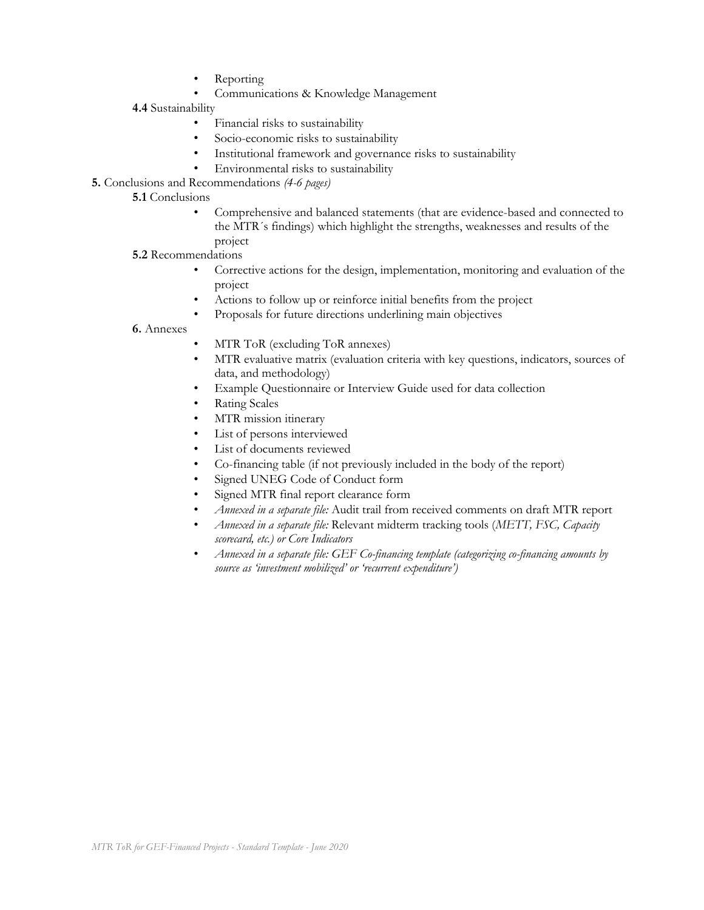- Reporting
- Communications & Knowledge Management

**4.4** Sustainability

- Financial risks to sustainability
- Socio-economic risks to sustainability
- Institutional framework and governance risks to sustainability
- Environmental risks to sustainability

**5.** Conclusions and Recommendations *(4-6 pages)*

**5.1** Conclusions

- Comprehensive and balanced statements (that are evidence-based and connected to the MTR´s findings) which highlight the strengths, weaknesses and results of the project

**5.2** Recommendations

- Corrective actions for the design, implementation, monitoring and evaluation of the project
- Actions to follow up or reinforce initial benefits from the project
- Proposals for future directions underlining main objectives

**6.** Annexes

- MTR ToR (excluding ToR annexes)
- MTR evaluative matrix (evaluation criteria with key questions, indicators, sources of data, and methodology)
- Example Questionnaire or Interview Guide used for data collection
- Rating Scales
- MTR mission itinerary
- List of persons interviewed
- List of documents reviewed
- Co-financing table (if not previously included in the body of the report)
- Signed UNEG Code of Conduct form
- Signed MTR final report clearance form
- *Annexed in a separate file:* Audit trail from received comments on draft MTR report
- *Annexed in a separate file:* Relevant midterm tracking tools (*METT, FSC, Capacity scorecard, etc.) or Core Indicators*
- *Annexed in a separate file: GEF Co-financing template (categorizing co-financing amounts by source as 'investment mobilized' or 'recurrent expenditure')*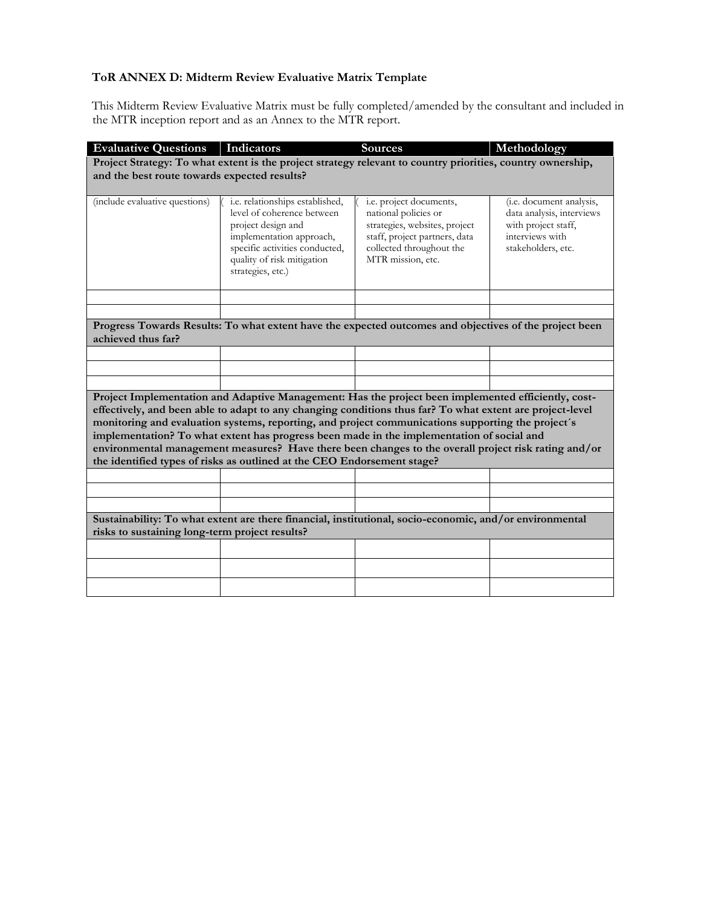### ToR ANNEX D: Midterm Review Evaluative Matrix Template

This Midterm Review Evaluative Matrix must be fully completed/amended by the consultant and included in the MTR inception report and as an Annex to the MTR report.

| Evaluative Questions | Indicators | Sources | Methodology |
|---|---|---|---|
| **Project Strategy: To what extent is the project strategy relevant to country priorities, country ownership, and the best route towards expected results?** | | | |
| (include evaluative questions) | ( i.e. relationships established, level of coherence between project design and implementation approach, specific activities conducted, quality of risk mitigation strategies, etc.) | ( i.e. project documents, national policies or strategies, websites, project staff, project partners, data collected throughout the MTR mission, etc. | (i.e. document analysis, data analysis, interviews with project staff, interviews with stakeholders, etc. |
| | | | |
| | | | |
| **Progress Towards Results: To what extent have the expected outcomes and objectives of the project been achieved thus far?** | | | |
| | | | |
| | | | |
| | | | |
| **Project Implementation and Adaptive Management: Has the project been implemented efficiently, cost-effectively, and been able to adapt to any changing conditions thus far? To what extent are project-level monitoring and evaluation systems, reporting, and project communications supporting the project´s implementation? To what extent has progress been made in the implementation of social and environmental management measures? Have there been changes to the overall project risk rating and/or the identified types of risks as outlined at the CEO Endorsement stage?** | | | |
| | | | |
| | | | |
| | | | |
| **Sustainability: To what extent are there financial, institutional, socio-economic, and/or environmental risks to sustaining long-term project results?** | | | |
| | | | |
| | | | |
| | | | |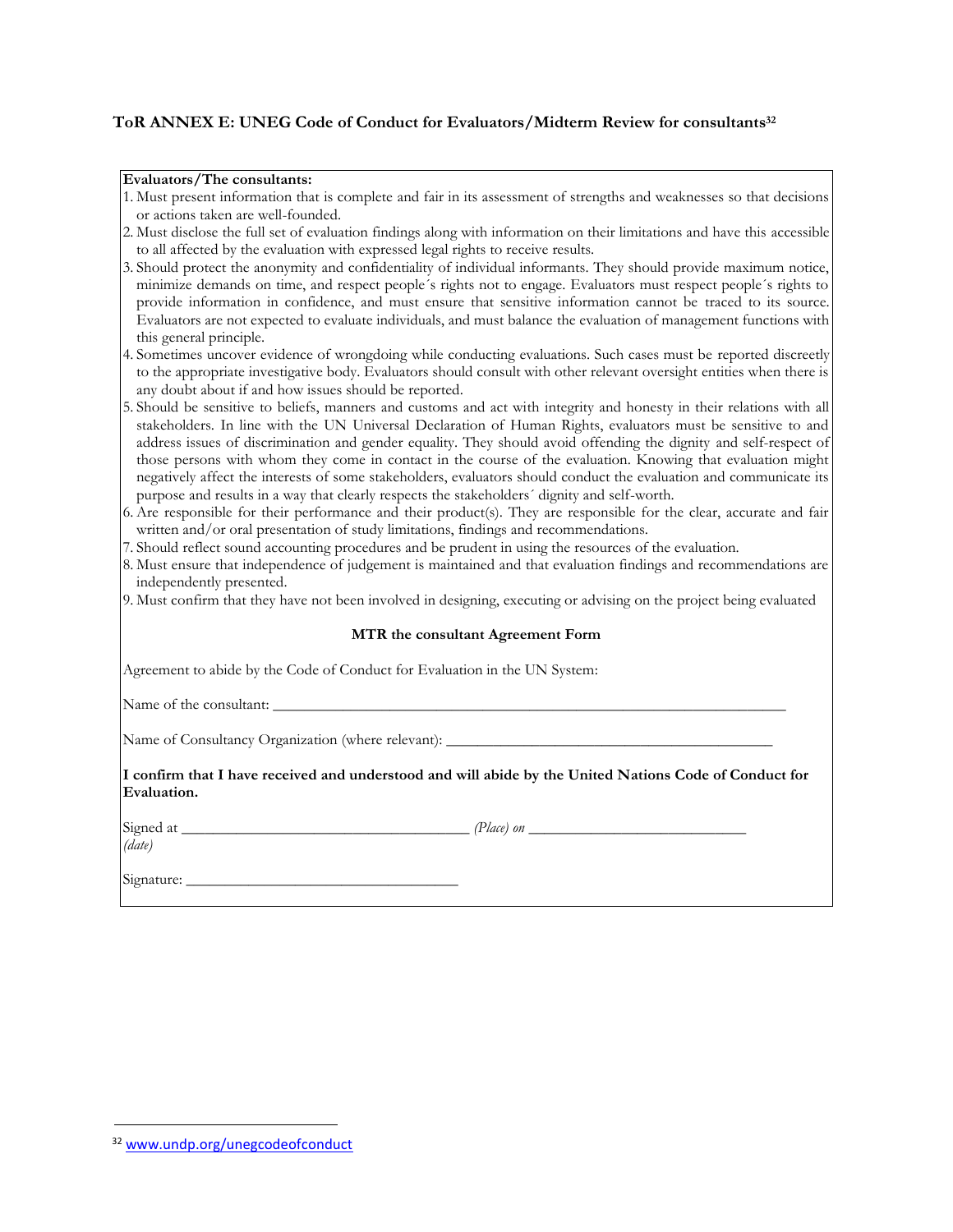## ToR ANNEX E: UNEG Code of Conduct for Evaluators/Midterm Review for consultants[32]

**Evaluators/The consultants:**

1. Must present information that is complete and fair in its assessment of strengths and weaknesses so that decisions or actions taken are well-founded.
2. Must disclose the full set of evaluation findings along with information on their limitations and have this accessible to all affected by the evaluation with expressed legal rights to receive results.
3. Should protect the anonymity and confidentiality of individual informants. They should provide maximum notice, minimize demands on time, and respect people´s rights not to engage. Evaluators must respect people´s rights to provide information in confidence, and must ensure that sensitive information cannot be traced to its source. Evaluators are not expected to evaluate individuals, and must balance the evaluation of management functions with this general principle.
4. Sometimes uncover evidence of wrongdoing while conducting evaluations. Such cases must be reported discreetly to the appropriate investigative body. Evaluators should consult with other relevant oversight entities when there is any doubt about if and how issues should be reported.
5. Should be sensitive to beliefs, manners and customs and act with integrity and honesty in their relations with all stakeholders. In line with the UN Universal Declaration of Human Rights, evaluators must be sensitive to and address issues of discrimination and gender equality. They should avoid offending the dignity and self-respect of those persons with whom they come in contact in the course of the evaluation. Knowing that evaluation might negatively affect the interests of some stakeholders, evaluators should conduct the evaluation and communicate its purpose and results in a way that clearly respects the stakeholders´ dignity and self-worth.
6. Are responsible for their performance and their product(s). They are responsible for the clear, accurate and fair written and/or oral presentation of study limitations, findings and recommendations.
7. Should reflect sound accounting procedures and be prudent in using the resources of the evaluation.
8. Must ensure that independence of judgement is maintained and that evaluation findings and recommendations are independently presented.
9. Must confirm that they have not been involved in designing, executing or advising on the project being evaluated

**MTR the consultant Agreement Form**

Agreement to abide by the Code of Conduct for Evaluation in the UN System:

Name of the consultant: ____________________________________________________________________

Name of Consultancy Organization (where relevant): ___________________________________________

**I confirm that I have received and understood and will abide by the United Nations Code of Conduct for Evaluation.**

Signed at _____________________________________ *(Place)* on ____________________________ *(date)*

Signature: ___________________________________

---

[32] www.undp.org/unegcodeofconduct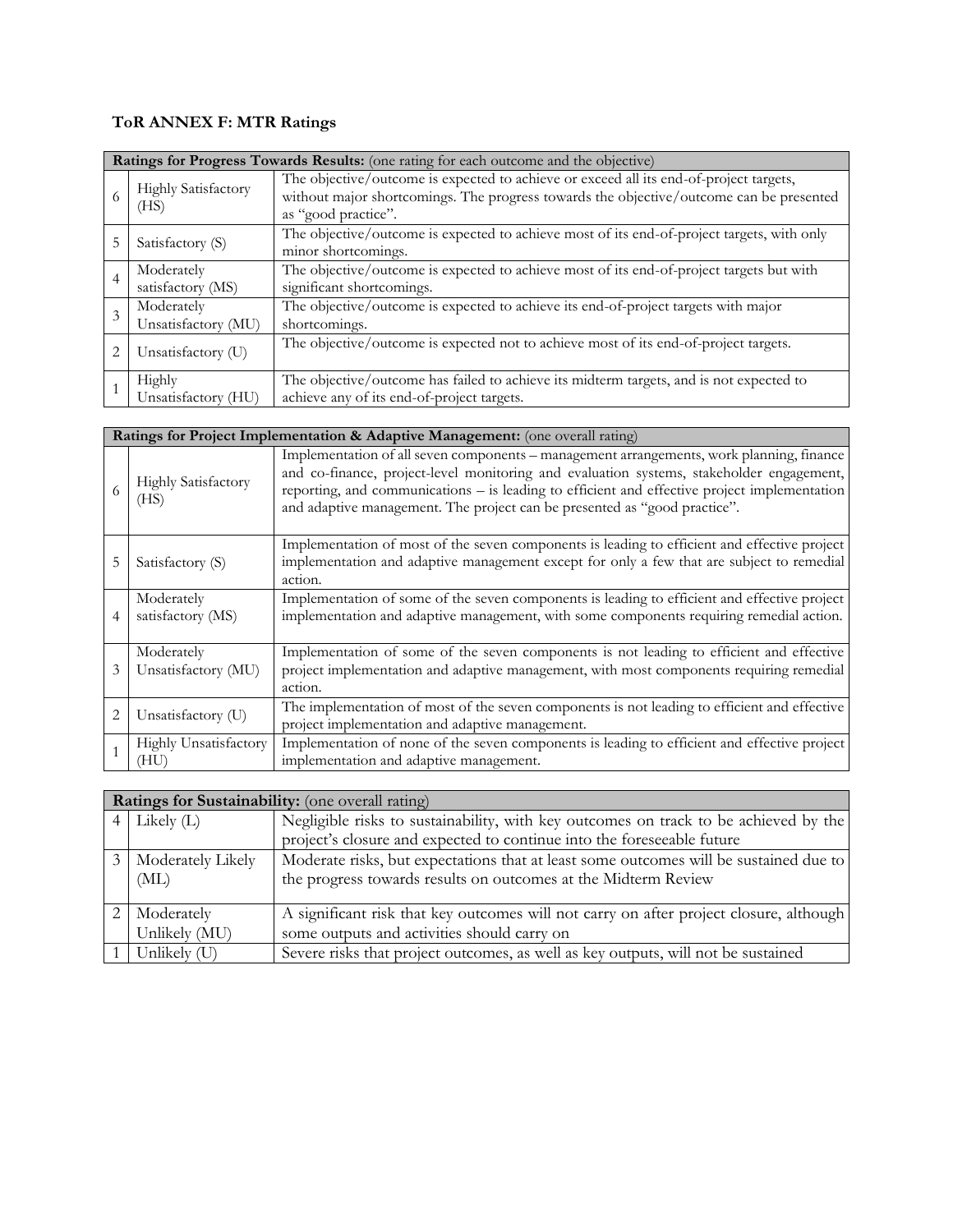### ToR ANNEX F: MTR Ratings

| **Ratings for Progress Towards Results:** (one rating for each outcome and the objective) | | |
|---|---|---|
| 6 | Highly Satisfactory (HS) | The objective/outcome is expected to achieve or exceed all its end-of-project targets, without major shortcomings. The progress towards the objective/outcome can be presented as "good practice". |
| 5 | Satisfactory (S) | The objective/outcome is expected to achieve most of its end-of-project targets, with only minor shortcomings. |
| 4 | Moderately satisfactory (MS) | The objective/outcome is expected to achieve most of its end-of-project targets but with significant shortcomings. |
| 3 | Moderately Unsatisfactory (MU) | The objective/outcome is expected to achieve its end-of-project targets with major shortcomings. |
| 2 | Unsatisfactory (U) | The objective/outcome is expected not to achieve most of its end-of-project targets. |
| 1 | Highly Unsatisfactory (HU) | The objective/outcome has failed to achieve its midterm targets, and is not expected to achieve any of its end-of-project targets. |

| **Ratings for Project Implementation & Adaptive Management:** (one overall rating) | | |
|---|---|---|
| 6 | Highly Satisfactory (HS) | Implementation of all seven components – management arrangements, work planning, finance and co-finance, project-level monitoring and evaluation systems, stakeholder engagement, reporting, and communications – is leading to efficient and effective project implementation and adaptive management. The project can be presented as "good practice". |
| 5 | Satisfactory (S) | Implementation of most of the seven components is leading to efficient and effective project implementation and adaptive management except for only a few that are subject to remedial action. |
| 4 | Moderately satisfactory (MS) | Implementation of some of the seven components is leading to efficient and effective project implementation and adaptive management, with some components requiring remedial action. |
| 3 | Moderately Unsatisfactory (MU) | Implementation of some of the seven components is not leading to efficient and effective project implementation and adaptive management, with most components requiring remedial action. |
| 2 | Unsatisfactory (U) | The implementation of most of the seven components is not leading to efficient and effective project implementation and adaptive management. |
| 1 | Highly Unsatisfactory (HU) | Implementation of none of the seven components is leading to efficient and effective project implementation and adaptive management. |

| **Ratings for Sustainability:** (one overall rating) | | |
|---|---|---|
| 4 | Likely (L) | Negligible risks to sustainability, with key outcomes on track to be achieved by the project's closure and expected to continue into the foreseeable future |
| 3 | Moderately Likely (ML) | Moderate risks, but expectations that at least some outcomes will be sustained due to the progress towards results on outcomes at the Midterm Review |
| 2 | Moderately Unlikely (MU) | A significant risk that key outcomes will not carry on after project closure, although some outputs and activities should carry on |
| 1 | Unlikely (U) | Severe risks that project outcomes, as well as key outputs, will not be sustained |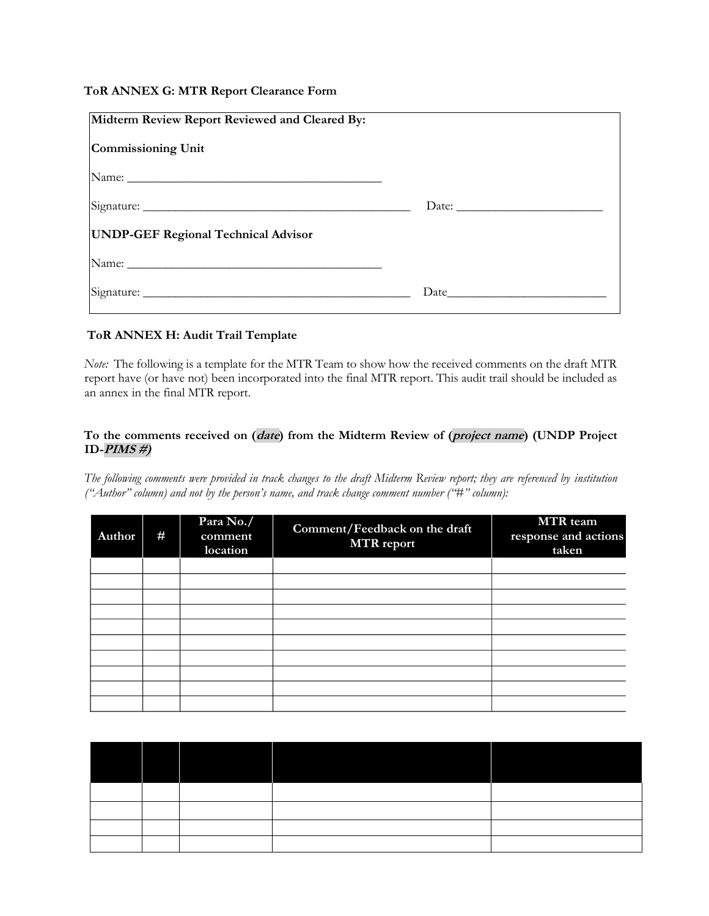**ToR ANNEX G: MTR Report Clearance Form**

| **Midterm Review Report Reviewed and Cleared By:** | |
|---|---|
| **Commissioning Unit** | |
| Name: _________________________________________ | |
| Signature: ___________________________________________ | Date: _______________________ |
| **UNDP-GEF Regional Technical Advisor** | |
| Name: _________________________________________ | |
| Signature: ___________________________________________ | Date_________________________ |

**ToR ANNEX H: Audit Trail Template**

*Note:* The following is a template for the MTR Team to show how the received comments on the draft MTR report have (or have not) been incorporated into the final MTR report. This audit trail should be included as an annex in the final MTR report.

**To the comments received on (*date*) from the Midterm Review of (*project name*) (UNDP Project ID-*PIMS #*)**

*The following comments were provided in track changes to the draft Midterm Review report; they are referenced by institution ("Author" column) and not by the person's name, and track change comment number ("#" column):*

| Author | # | Para No./ comment location | Comment/Feedback on the draft MTR report | MTR team response and actions taken |
|---|---|---|---|---|
| | | | | |
| | | | | |
| | | | | |
| | | | | |
| | | | | |
| | | | | |
| | | | | |
| | | | | |
| | | | | |
| | | | | |

| | | | | |
|---|---|---|---|---|
| | | | | |
| | | | | |
| | | | | |
| | | | | |